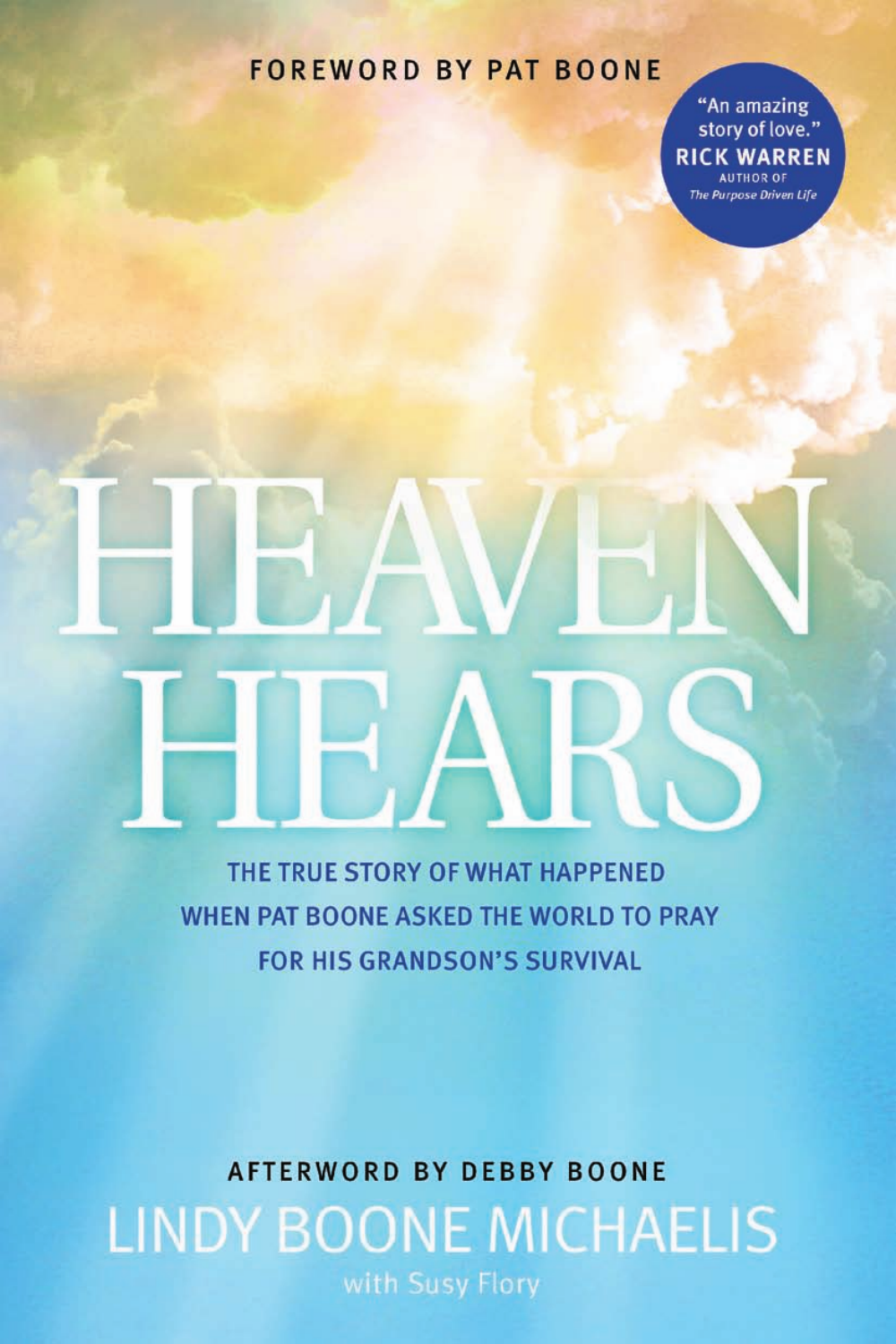FOREWORD BY PAT BOONE

"An amazing story of love."
**RICK WARREN**
AUTHOR OF *The Purpose Driven Life*

# HEAVEN HEARS

THE TRUE STORY OF WHAT HAPPENED WHEN PAT BOONE ASKED THE WORLD TO PRAY FOR HIS GRANDSON'S SURVIVAL

AFTERWORD BY DEBBY BOONE

LINDY BOONE MICHAELIS

with Susy Flory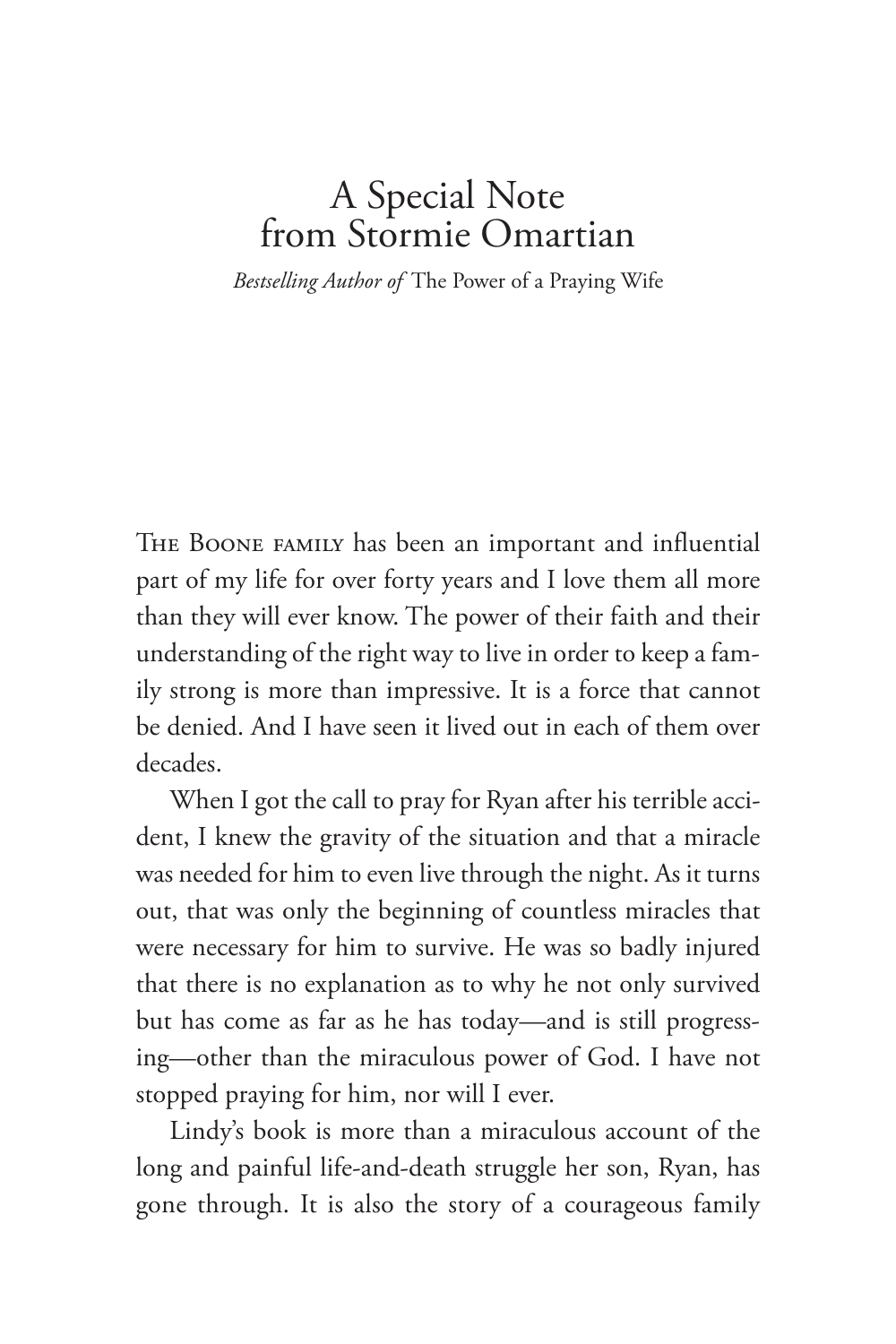# A Special Note from Stormie Omartian

*Bestselling Author of* The Power of a Praying Wife

The Boone family has been an important and influential part of my life for over forty years and I love them all more than they will ever know. The power of their faith and their understanding of the right way to live in order to keep a family strong is more than impressive. It is a force that cannot be denied. And I have seen it lived out in each of them over decades.

When I got the call to pray for Ryan after his terrible accident, I knew the gravity of the situation and that a miracle was needed for him to even live through the night. As it turns out, that was only the beginning of countless miracles that were necessary for him to survive. He was so badly injured that there is no explanation as to why he not only survived but has come as far as he has today—and is still progressing—other than the miraculous power of God. I have not stopped praying for him, nor will I ever.

Lindy's book is more than a miraculous account of the long and painful life-and-death struggle her son, Ryan, has gone through. It is also the story of a courageous family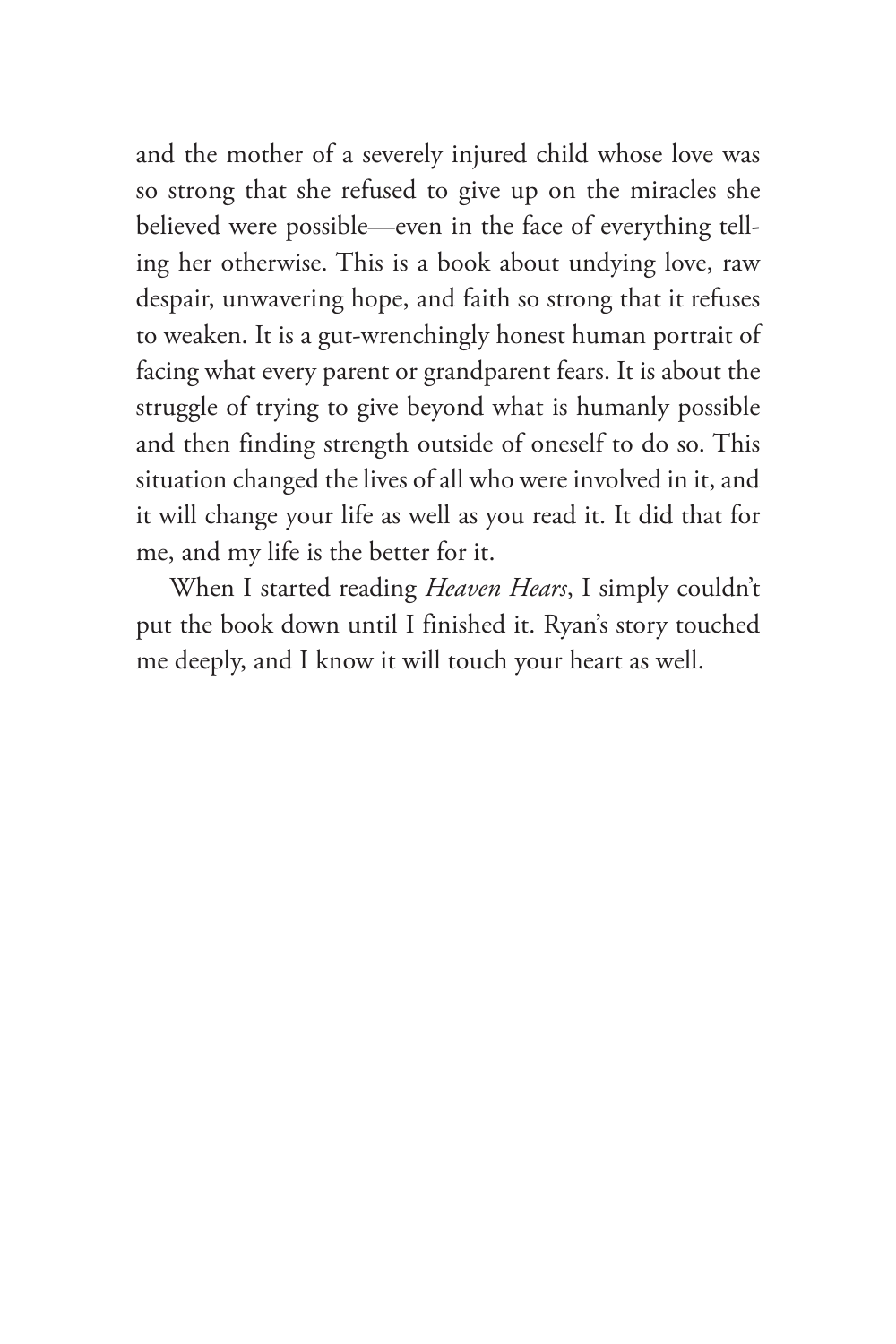and the mother of a severely injured child whose love was so strong that she refused to give up on the miracles she believed were possible—even in the face of everything telling her otherwise. This is a book about undying love, raw despair, unwavering hope, and faith so strong that it refuses to weaken. It is a gut-wrenchingly honest human portrait of facing what every parent or grandparent fears. It is about the struggle of trying to give beyond what is humanly possible and then finding strength outside of oneself to do so. This situation changed the lives of all who were involved in it, and it will change your life as well as you read it. It did that for me, and my life is the better for it.

When I started reading *Heaven Hears*, I simply couldn't put the book down until I finished it. Ryan's story touched me deeply, and I know it will touch your heart as well.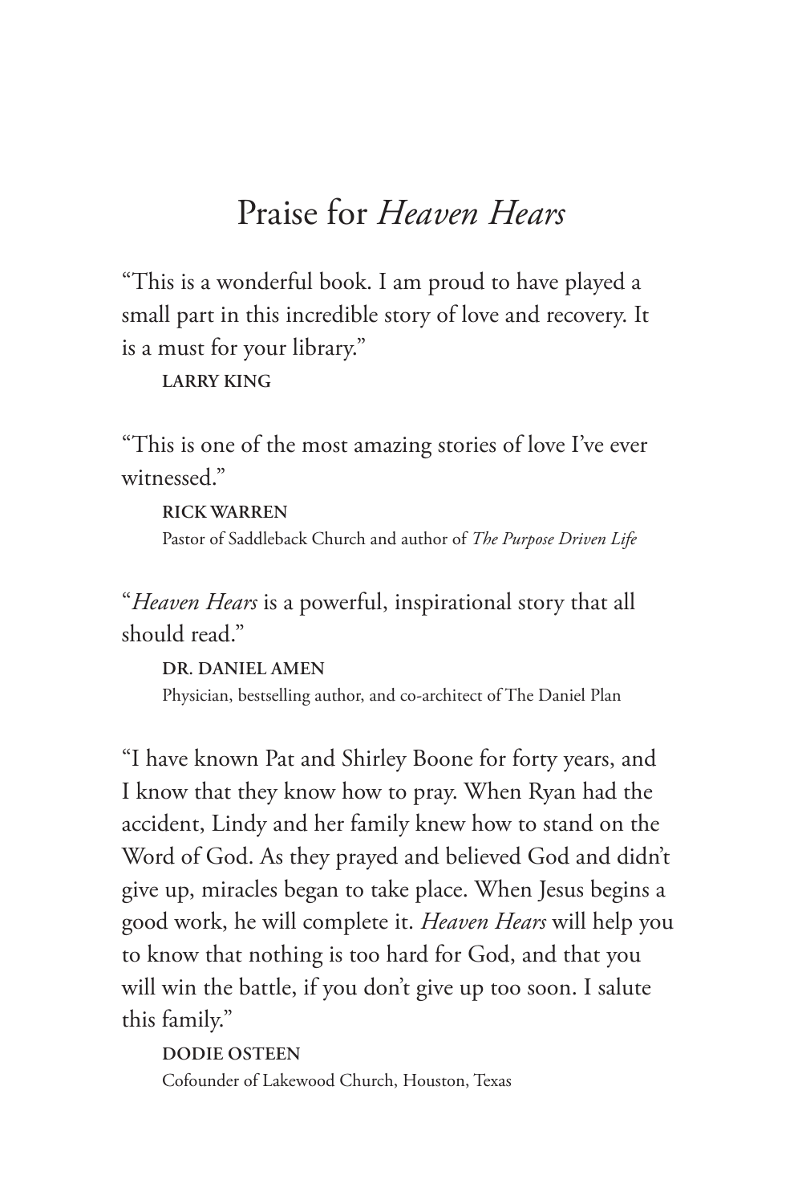# Praise for *Heaven Hears*

"This is a wonderful book. I am proud to have played a small part in this incredible story of love and recovery. It is a must for your library."

**LARRY KING**

"This is one of the most amazing stories of love I've ever witnessed."

**RICK WARREN**
Pastor of Saddleback Church and author of *The Purpose Driven Life*

"*Heaven Hears* is a powerful, inspirational story that all should read."

**DR. DANIEL AMEN**
Physician, bestselling author, and co-architect of The Daniel Plan

"I have known Pat and Shirley Boone for forty years, and I know that they know how to pray. When Ryan had the accident, Lindy and her family knew how to stand on the Word of God. As they prayed and believed God and didn't give up, miracles began to take place. When Jesus begins a good work, he will complete it. *Heaven Hears* will help you to know that nothing is too hard for God, and that you will win the battle, if you don't give up too soon. I salute this family."

**DODIE OSTEEN**
Cofounder of Lakewood Church, Houston, Texas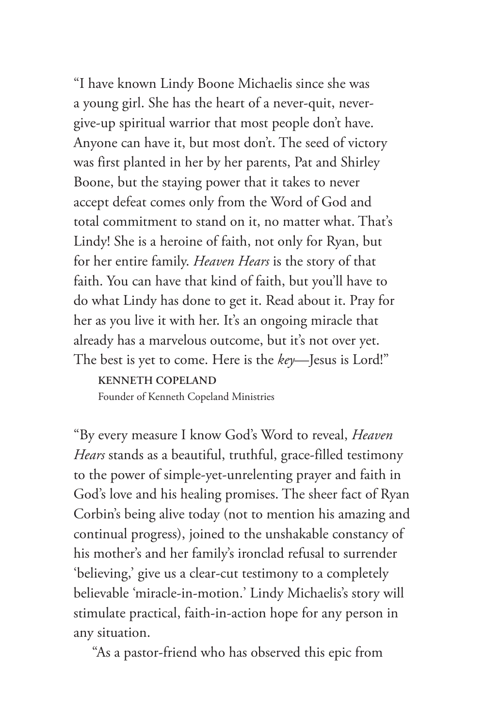"I have known Lindy Boone Michaelis since she was a young girl. She has the heart of a never-quit, never-give-up spiritual warrior that most people don't have. Anyone can have it, but most don't. The seed of victory was first planted in her by her parents, Pat and Shirley Boone, but the staying power that it takes to never accept defeat comes only from the Word of God and total commitment to stand on it, no matter what. That's Lindy! She is a heroine of faith, not only for Ryan, but for her entire family. *Heaven Hears* is the story of that faith. You can have that kind of faith, but you'll have to do what Lindy has done to get it. Read about it. Pray for her as you live it with her. It's an ongoing miracle that already has a marvelous outcome, but it's not over yet. The best is yet to come. Here is the *key*—Jesus is Lord!"

**KENNETH COPELAND**
Founder of Kenneth Copeland Ministries

"By every measure I know God's Word to reveal, *Heaven Hears* stands as a beautiful, truthful, grace-filled testimony to the power of simple-yet-unrelenting prayer and faith in God's love and his healing promises. The sheer fact of Ryan Corbin's being alive today (not to mention his amazing and continual progress), joined to the unshakable constancy of his mother's and her family's ironclad refusal to surrender 'believing,' give us a clear-cut testimony to a completely believable 'miracle-in-motion.' Lindy Michaelis's story will stimulate practical, faith-in-action hope for any person in any situation.

"As a pastor-friend who has observed this epic from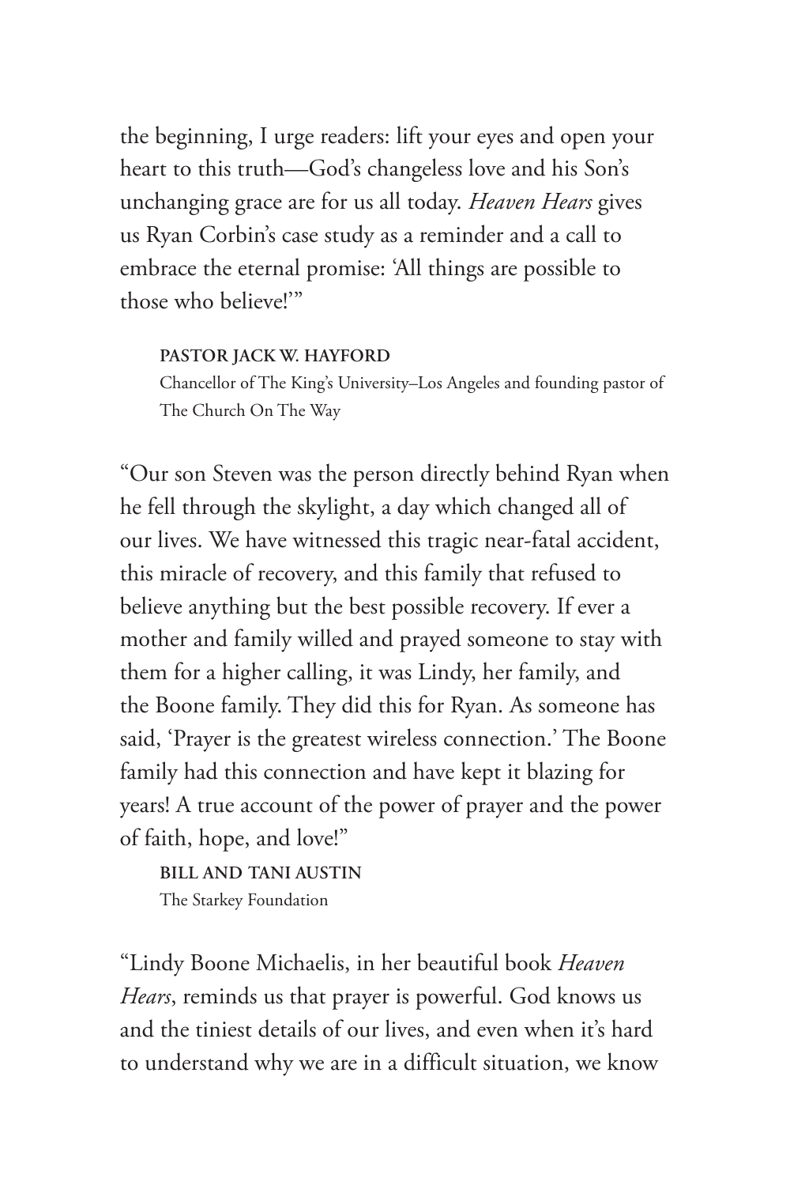the beginning, I urge readers: lift your eyes and open your heart to this truth—God's changeless love and his Son's unchanging grace are for us all today. *Heaven Hears* gives us Ryan Corbin's case study as a reminder and a call to embrace the eternal promise: 'All things are possible to those who believe!'"

> **PASTOR JACK W. HAYFORD**
> Chancellor of The King's University–Los Angeles and founding pastor of The Church On The Way

"Our son Steven was the person directly behind Ryan when he fell through the skylight, a day which changed all of our lives. We have witnessed this tragic near-fatal accident, this miracle of recovery, and this family that refused to believe anything but the best possible recovery. If ever a mother and family willed and prayed someone to stay with them for a higher calling, it was Lindy, her family, and the Boone family. They did this for Ryan. As someone has said, 'Prayer is the greatest wireless connection.' The Boone family had this connection and have kept it blazing for years! A true account of the power of prayer and the power of faith, hope, and love!"

> **BILL AND TANI AUSTIN**
> The Starkey Foundation

"Lindy Boone Michaelis, in her beautiful book *Heaven Hears*, reminds us that prayer is powerful. God knows us and the tiniest details of our lives, and even when it's hard to understand why we are in a difficult situation, we know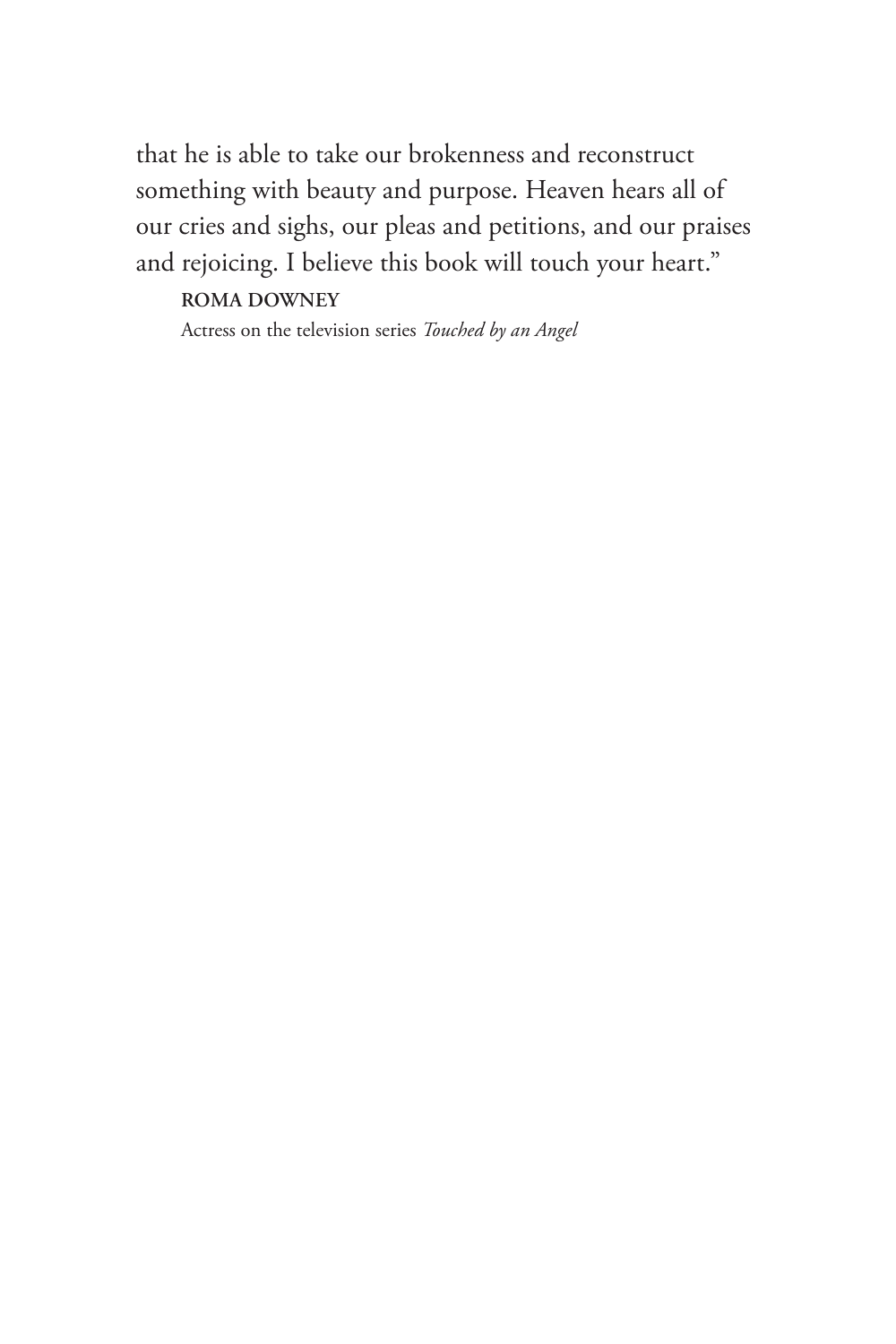that he is able to take our brokenness and reconstruct something with beauty and purpose. Heaven hears all of our cries and sighs, our pleas and petitions, and our praises and rejoicing. I believe this book will touch your heart."

**ROMA DOWNEY**

Actress on the television series *Touched by an Angel*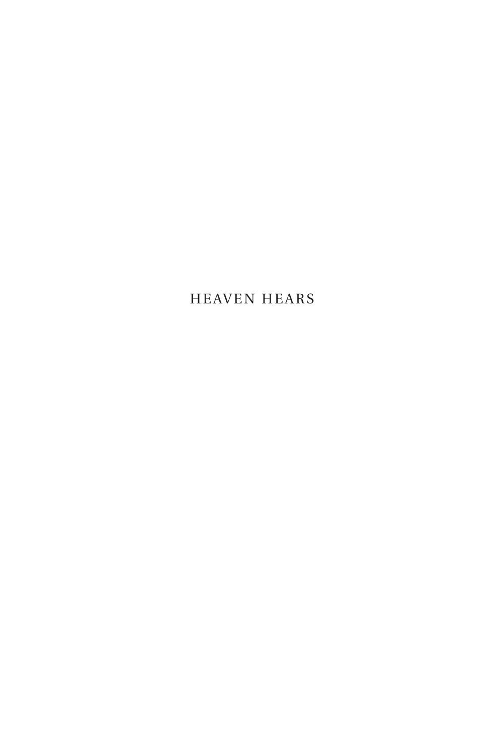# HEAVEN HEARS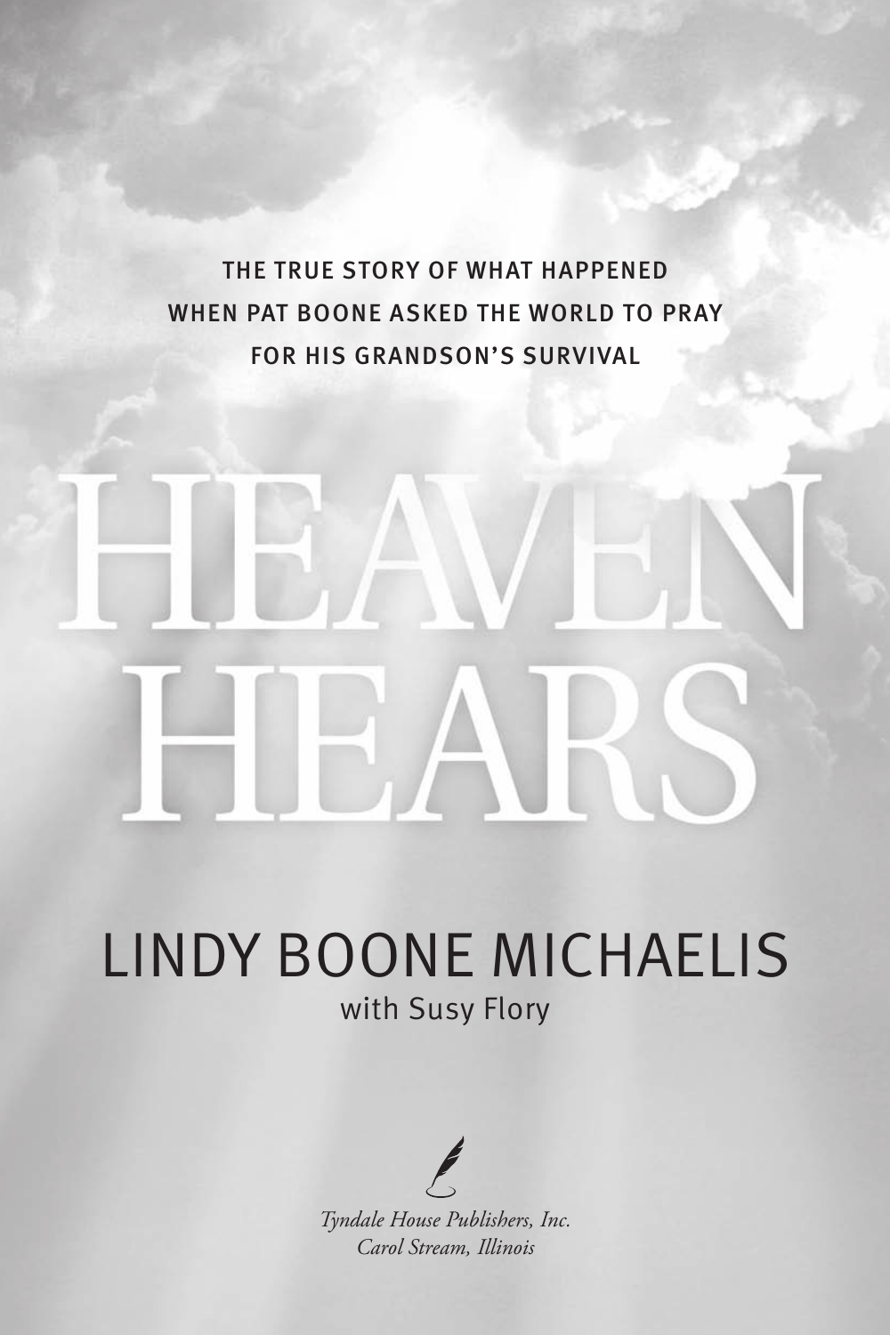THE TRUE STORY OF WHAT HAPPENED
WHEN PAT BOONE ASKED THE WORLD TO PRAY
FOR HIS GRANDSON'S SURVIVAL

# HEAVEN HEARS

## LINDY BOONE MICHAELIS

with Susy Flory

*Tyndale House Publishers, Inc.*
*Carol Stream, Illinois*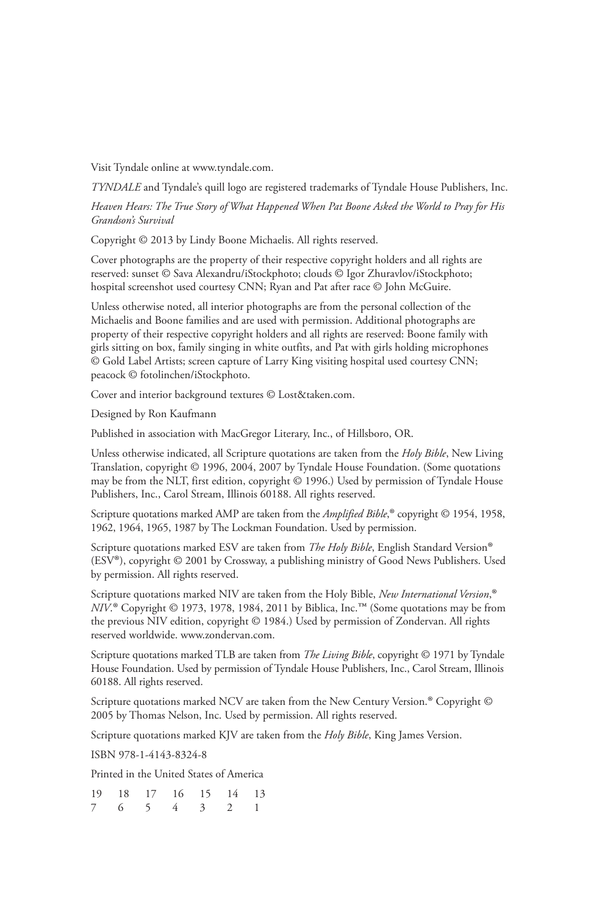Visit Tyndale online at www.tyndale.com.

*TYNDALE* and Tyndale's quill logo are registered trademarks of Tyndale House Publishers, Inc.

*Heaven Hears: The True Story of What Happened When Pat Boone Asked the World to Pray for His Grandson's Survival*

Copyright © 2013 by Lindy Boone Michaelis. All rights reserved.

Cover photographs are the property of their respective copyright holders and all rights are reserved: sunset © Sava Alexandru/iStockphoto; clouds © Igor Zhuravlov/iStockphoto; hospital screenshot used courtesy CNN; Ryan and Pat after race © John McGuire.

Unless otherwise noted, all interior photographs are from the personal collection of the Michaelis and Boone families and are used with permission. Additional photographs are property of their respective copyright holders and all rights are reserved: Boone family with girls sitting on box, family singing in white outfits, and Pat with girls holding microphones © Gold Label Artists; screen capture of Larry King visiting hospital used courtesy CNN; peacock © fotolinchen/iStockphoto.

Cover and interior background textures © Lost&taken.com.

Designed by Ron Kaufmann

Published in association with MacGregor Literary, Inc., of Hillsboro, OR.

Unless otherwise indicated, all Scripture quotations are taken from the *Holy Bible*, New Living Translation, copyright © 1996, 2004, 2007 by Tyndale House Foundation. (Some quotations may be from the NLT, first edition, copyright © 1996.) Used by permission of Tyndale House Publishers, Inc., Carol Stream, Illinois 60188. All rights reserved.

Scripture quotations marked AMP are taken from the *Amplified Bible*,® copyright © 1954, 1958, 1962, 1964, 1965, 1987 by The Lockman Foundation. Used by permission.

Scripture quotations marked ESV are taken from *The Holy Bible*, English Standard Version® (ESV®), copyright © 2001 by Crossway, a publishing ministry of Good News Publishers. Used by permission. All rights reserved.

Scripture quotations marked NIV are taken from the Holy Bible, *New International Version*,® *NIV*.® Copyright © 1973, 1978, 1984, 2011 by Biblica, Inc.™ (Some quotations may be from the previous NIV edition, copyright © 1984.) Used by permission of Zondervan. All rights reserved worldwide. www.zondervan.com.

Scripture quotations marked TLB are taken from *The Living Bible*, copyright © 1971 by Tyndale House Foundation. Used by permission of Tyndale House Publishers, Inc., Carol Stream, Illinois 60188. All rights reserved.

Scripture quotations marked NCV are taken from the New Century Version.® Copyright © 2005 by Thomas Nelson, Inc. Used by permission. All rights reserved.

Scripture quotations marked KJV are taken from the *Holy Bible*, King James Version.

ISBN 978-1-4143-8324-8

Printed in the United States of America

19 18 17 16 15 14 13
7 6 5 4 3 2 1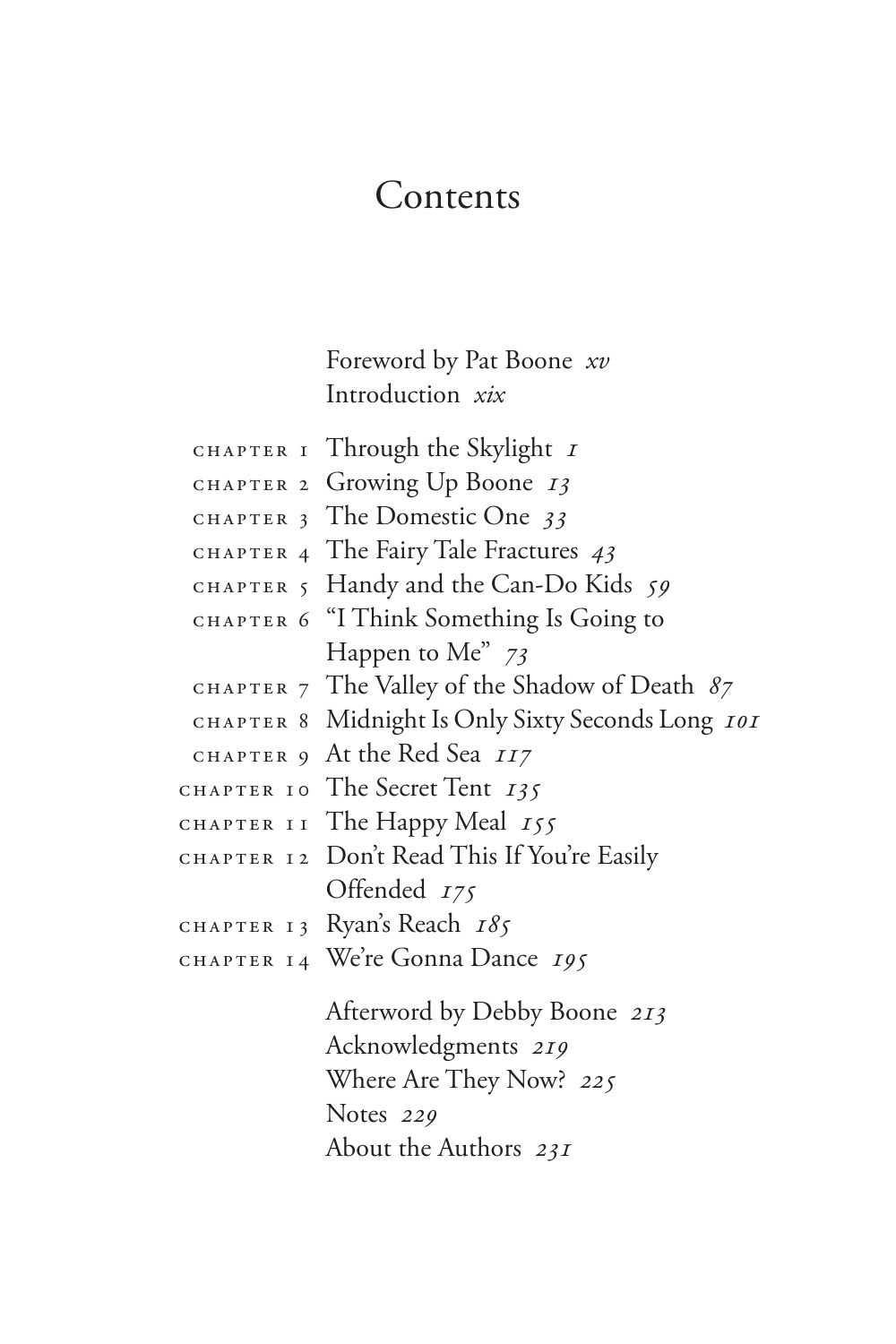# Contents

Foreword by Pat Boone *xv*
Introduction *xix*

CHAPTER 1 Through the Skylight *1*
CHAPTER 2 Growing Up Boone *13*
CHAPTER 3 The Domestic One *33*
CHAPTER 4 The Fairy Tale Fractures *43*
CHAPTER 5 Handy and the Can-Do Kids *59*
CHAPTER 6 "I Think Something Is Going to Happen to Me" *73*
CHAPTER 7 The Valley of the Shadow of Death *87*
CHAPTER 8 Midnight Is Only Sixty Seconds Long *101*
CHAPTER 9 At the Red Sea *117*
CHAPTER 10 The Secret Tent *135*
CHAPTER 11 The Happy Meal *155*
CHAPTER 12 Don't Read This If You're Easily Offended *175*
CHAPTER 13 Ryan's Reach *185*
CHAPTER 14 We're Gonna Dance *195*

Afterword by Debby Boone *213*
Acknowledgments *219*
Where Are They Now? *225*
Notes *229*
About the Authors *231*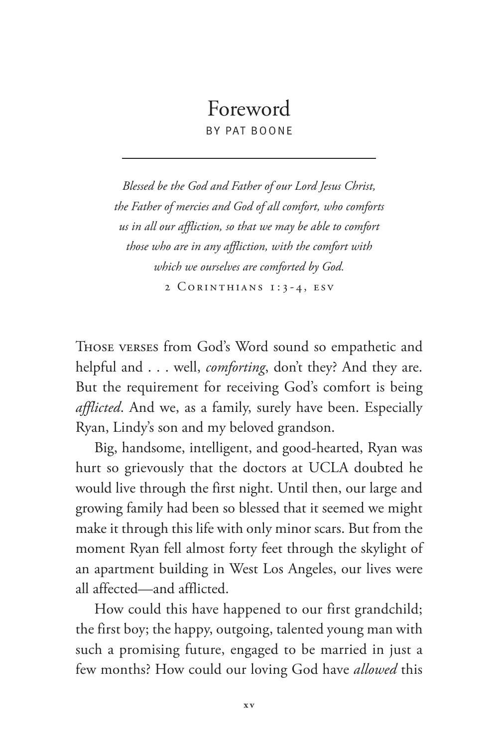# Foreword

BY PAT BOONE

*Blessed be the God and Father of our Lord Jesus Christ, the Father of mercies and God of all comfort, who comforts us in all our affliction, so that we may be able to comfort those who are in any affliction, with the comfort with which we ourselves are comforted by God.*

2 Corinthians 1:3-4, ESV

Those verses from God's Word sound so empathetic and helpful and . . . well, *comforting*, don't they? And they are. But the requirement for receiving God's comfort is being *afflicted*. And we, as a family, surely have been. Especially Ryan, Lindy's son and my beloved grandson.

Big, handsome, intelligent, and good-hearted, Ryan was hurt so grievously that the doctors at UCLA doubted he would live through the first night. Until then, our large and growing family had been so blessed that it seemed we might make it through this life with only minor scars. But from the moment Ryan fell almost forty feet through the skylight of an apartment building in West Los Angeles, our lives were all affected—and afflicted.

How could this have happened to our first grandchild; the first boy; the happy, outgoing, talented young man with such a promising future, engaged to be married in just a few months? How could our loving God have *allowed* this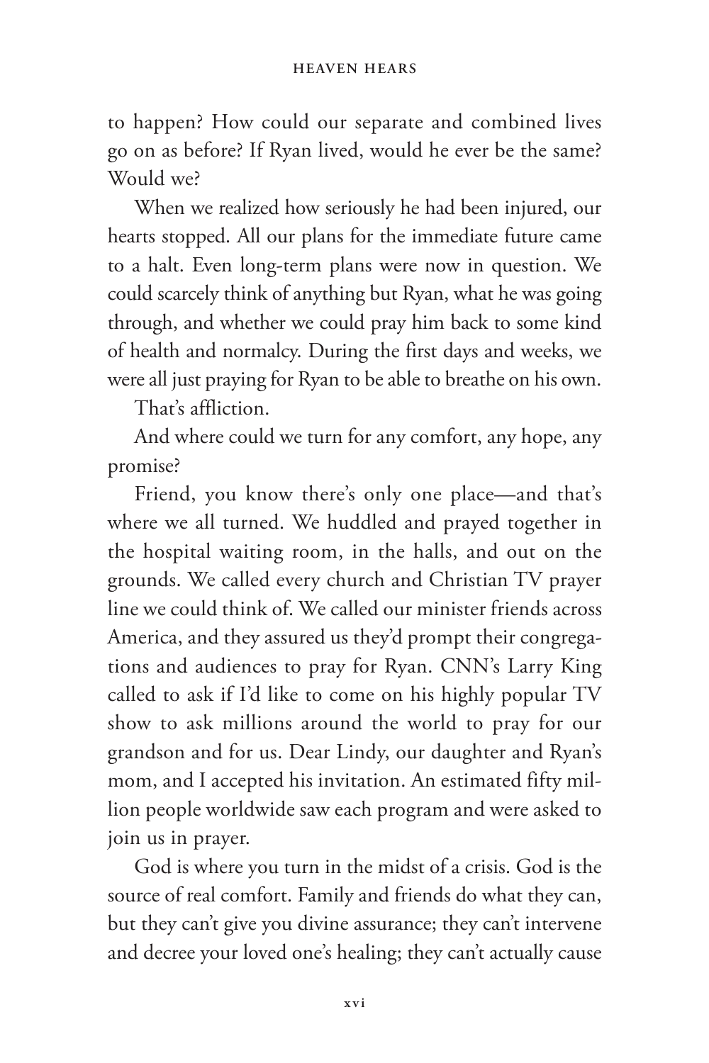to happen? How could our separate and combined lives go on as before? If Ryan lived, would he ever be the same? Would we?

When we realized how seriously he had been injured, our hearts stopped. All our plans for the immediate future came to a halt. Even long-term plans were now in question. We could scarcely think of anything but Ryan, what he was going through, and whether we could pray him back to some kind of health and normalcy. During the first days and weeks, we were all just praying for Ryan to be able to breathe on his own.

That's affliction.

And where could we turn for any comfort, any hope, any promise?

Friend, you know there's only one place—and that's where we all turned. We huddled and prayed together in the hospital waiting room, in the halls, and out on the grounds. We called every church and Christian TV prayer line we could think of. We called our minister friends across America, and they assured us they'd prompt their congregations and audiences to pray for Ryan. CNN's Larry King called to ask if I'd like to come on his highly popular TV show to ask millions around the world to pray for our grandson and for us. Dear Lindy, our daughter and Ryan's mom, and I accepted his invitation. An estimated fifty million people worldwide saw each program and were asked to join us in prayer.

God is where you turn in the midst of a crisis. God is the source of real comfort. Family and friends do what they can, but they can't give you divine assurance; they can't intervene and decree your loved one's healing; they can't actually cause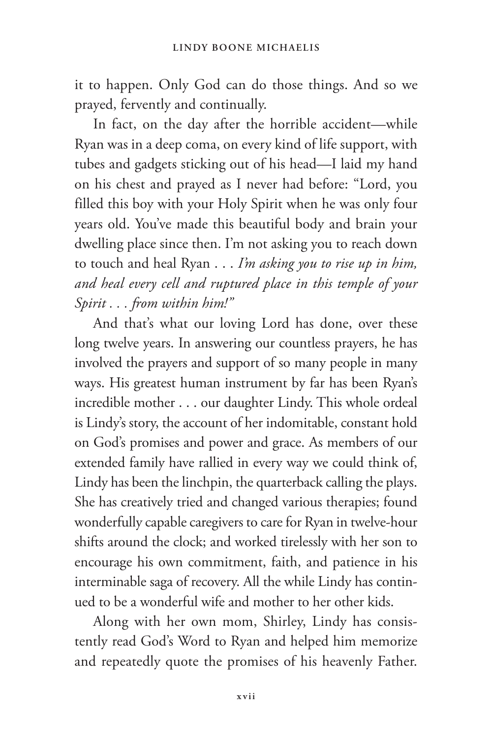it to happen. Only God can do those things. And so we prayed, fervently and continually.

In fact, on the day after the horrible accident—while Ryan was in a deep coma, on every kind of life support, with tubes and gadgets sticking out of his head—I laid my hand on his chest and prayed as I never had before: "Lord, you filled this boy with your Holy Spirit when he was only four years old. You've made this beautiful body and brain your dwelling place since then. I'm not asking you to reach down to touch and heal Ryan . . . *I'm asking you to rise up in him, and heal every cell and ruptured place in this temple of your Spirit . . . from within him!"*

And that's what our loving Lord has done, over these long twelve years. In answering our countless prayers, he has involved the prayers and support of so many people in many ways. His greatest human instrument by far has been Ryan's incredible mother . . . our daughter Lindy. This whole ordeal is Lindy's story, the account of her indomitable, constant hold on God's promises and power and grace. As members of our extended family have rallied in every way we could think of, Lindy has been the linchpin, the quarterback calling the plays. She has creatively tried and changed various therapies; found wonderfully capable caregivers to care for Ryan in twelve-hour shifts around the clock; and worked tirelessly with her son to encourage his own commitment, faith, and patience in his interminable saga of recovery. All the while Lindy has continued to be a wonderful wife and mother to her other kids.

Along with her own mom, Shirley, Lindy has consistently read God's Word to Ryan and helped him memorize and repeatedly quote the promises of his heavenly Father.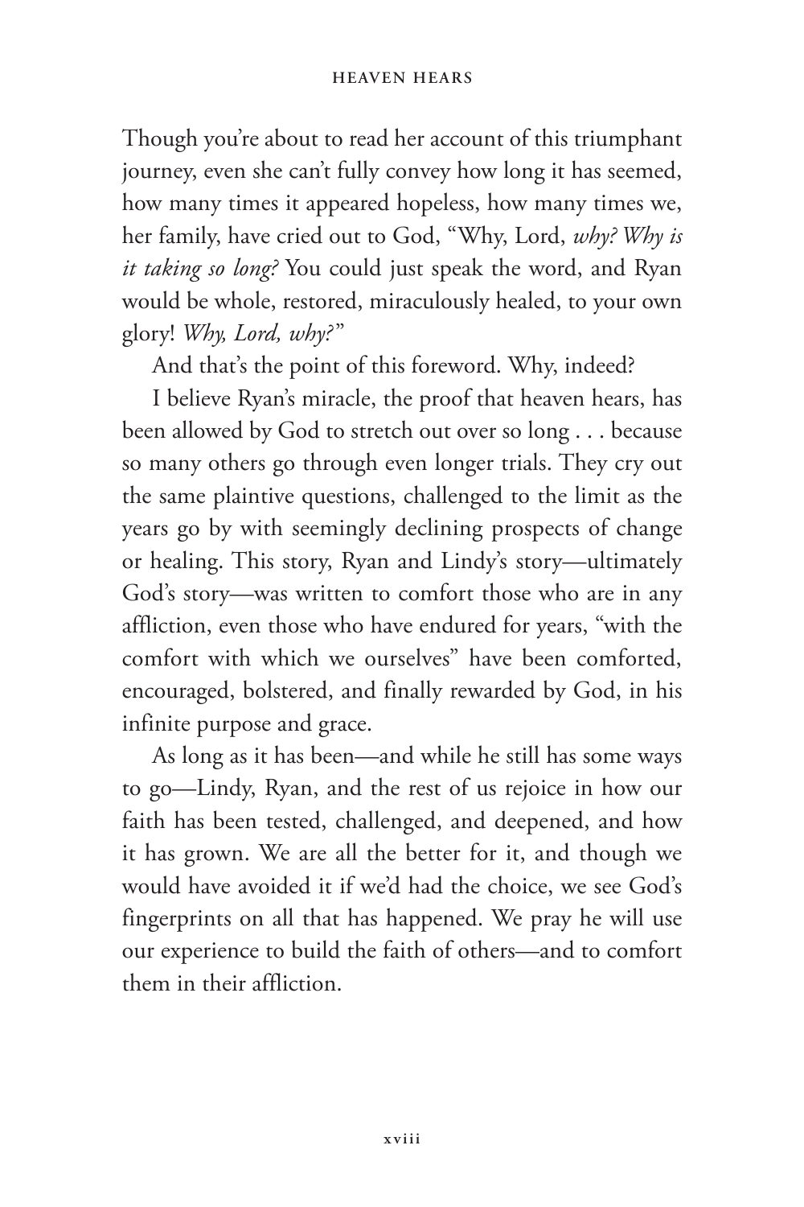Though you're about to read her account of this triumphant journey, even she can't fully convey how long it has seemed, how many times it appeared hopeless, how many times we, her family, have cried out to God, "Why, Lord, *why? Why is it taking so long?* You could just speak the word, and Ryan would be whole, restored, miraculously healed, to your own glory! *Why, Lord, why?*"

And that's the point of this foreword. Why, indeed?

I believe Ryan's miracle, the proof that heaven hears, has been allowed by God to stretch out over so long . . . because so many others go through even longer trials. They cry out the same plaintive questions, challenged to the limit as the years go by with seemingly declining prospects of change or healing. This story, Ryan and Lindy's story—ultimately God's story—was written to comfort those who are in any affliction, even those who have endured for years, "with the comfort with which we ourselves" have been comforted, encouraged, bolstered, and finally rewarded by God, in his infinite purpose and grace.

As long as it has been—and while he still has some ways to go—Lindy, Ryan, and the rest of us rejoice in how our faith has been tested, challenged, and deepened, and how it has grown. We are all the better for it, and though we would have avoided it if we'd had the choice, we see God's fingerprints on all that has happened. We pray he will use our experience to build the faith of others—and to comfort them in their affliction.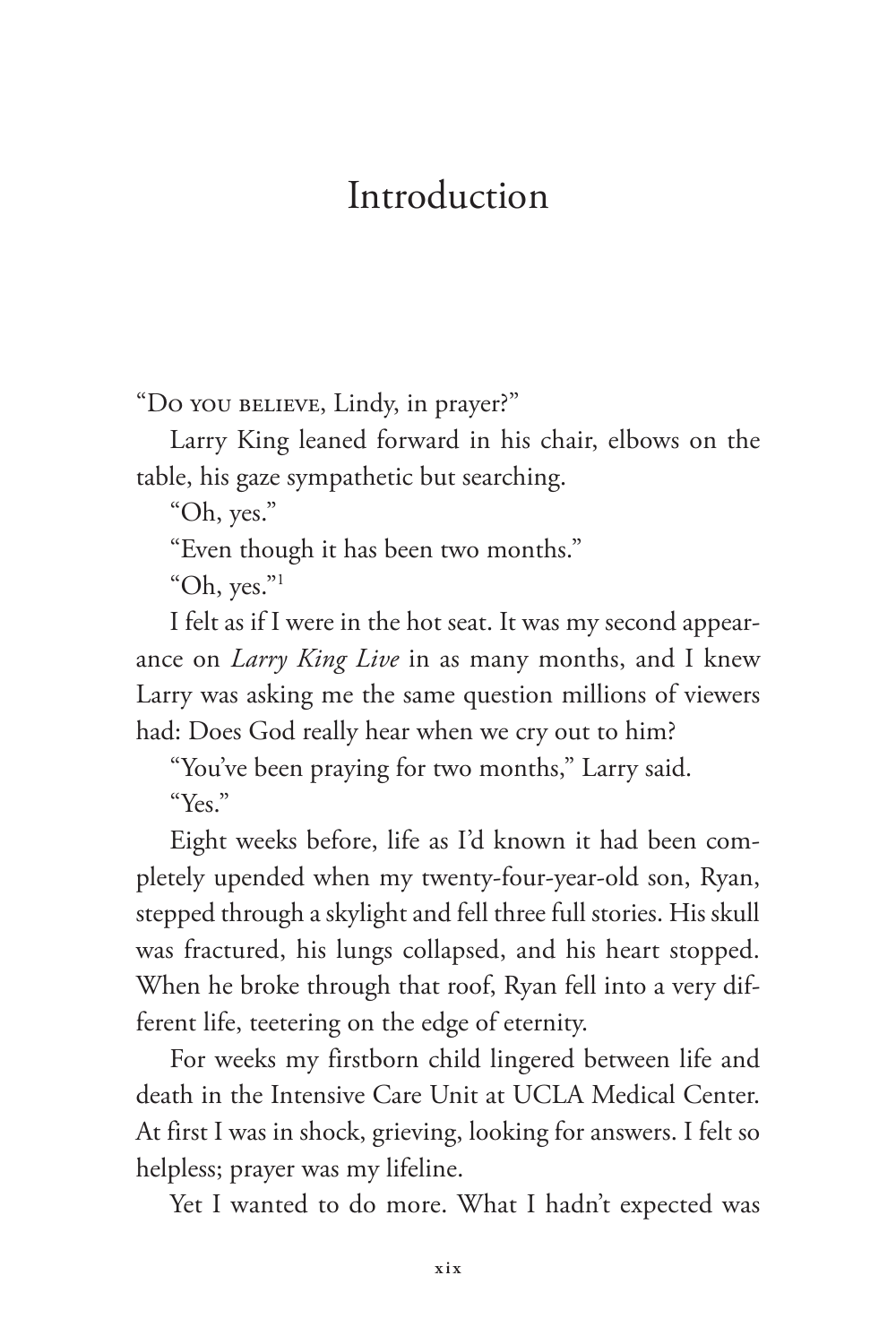# Introduction

"Do you believe, Lindy, in prayer?"

Larry King leaned forward in his chair, elbows on the table, his gaze sympathetic but searching.

"Oh, yes."

"Even though it has been two months."

"Oh, yes."[1]

I felt as if I were in the hot seat. It was my second appearance on *Larry King Live* in as many months, and I knew Larry was asking me the same question millions of viewers had: Does God really hear when we cry out to him?

"You've been praying for two months," Larry said.

"Yes."

Eight weeks before, life as I'd known it had been completely upended when my twenty-four-year-old son, Ryan, stepped through a skylight and fell three full stories. His skull was fractured, his lungs collapsed, and his heart stopped. When he broke through that roof, Ryan fell into a very different life, teetering on the edge of eternity.

For weeks my firstborn child lingered between life and death in the Intensive Care Unit at UCLA Medical Center. At first I was in shock, grieving, looking for answers. I felt so helpless; prayer was my lifeline.

Yet I wanted to do more. What I hadn't expected was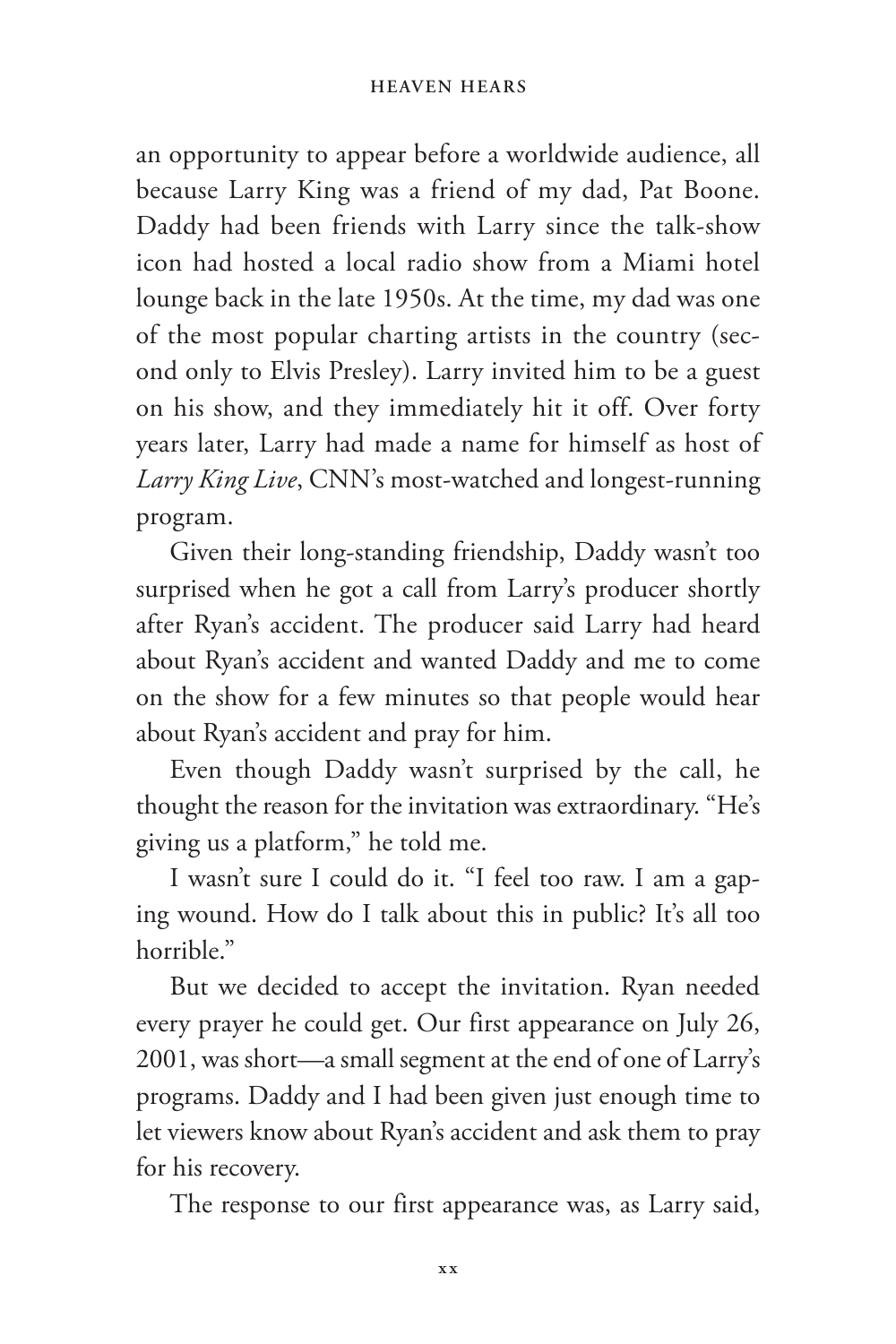an opportunity to appear before a worldwide audience, all because Larry King was a friend of my dad, Pat Boone. Daddy had been friends with Larry since the talk-show icon had hosted a local radio show from a Miami hotel lounge back in the late 1950s. At the time, my dad was one of the most popular charting artists in the country (second only to Elvis Presley). Larry invited him to be a guest on his show, and they immediately hit it off. Over forty years later, Larry had made a name for himself as host of *Larry King Live*, CNN's most-watched and longest-running program.

Given their long-standing friendship, Daddy wasn't too surprised when he got a call from Larry's producer shortly after Ryan's accident. The producer said Larry had heard about Ryan's accident and wanted Daddy and me to come on the show for a few minutes so that people would hear about Ryan's accident and pray for him.

Even though Daddy wasn't surprised by the call, he thought the reason for the invitation was extraordinary. "He's giving us a platform," he told me.

I wasn't sure I could do it. "I feel too raw. I am a gaping wound. How do I talk about this in public? It's all too horrible."

But we decided to accept the invitation. Ryan needed every prayer he could get. Our first appearance on July 26, 2001, was short—a small segment at the end of one of Larry's programs. Daddy and I had been given just enough time to let viewers know about Ryan's accident and ask them to pray for his recovery.

The response to our first appearance was, as Larry said,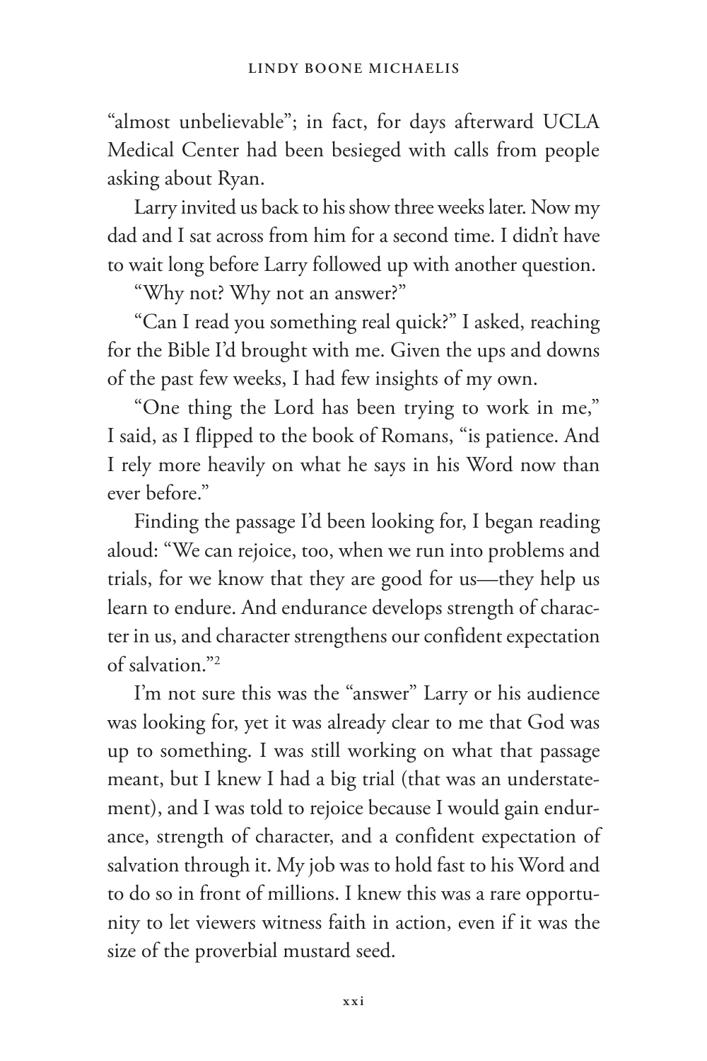"almost unbelievable"; in fact, for days afterward UCLA Medical Center had been besieged with calls from people asking about Ryan.

Larry invited us back to his show three weeks later. Now my dad and I sat across from him for a second time. I didn't have to wait long before Larry followed up with another question.

"Why not? Why not an answer?"

"Can I read you something real quick?" I asked, reaching for the Bible I'd brought with me. Given the ups and downs of the past few weeks, I had few insights of my own.

"One thing the Lord has been trying to work in me," I said, as I flipped to the book of Romans, "is patience. And I rely more heavily on what he says in his Word now than ever before."

Finding the passage I'd been looking for, I began reading aloud: "We can rejoice, too, when we run into problems and trials, for we know that they are good for us—they help us learn to endure. And endurance develops strength of character in us, and character strengthens our confident expectation of salvation."[2]

I'm not sure this was the "answer" Larry or his audience was looking for, yet it was already clear to me that God was up to something. I was still working on what that passage meant, but I knew I had a big trial (that was an understatement), and I was told to rejoice because I would gain endurance, strength of character, and a confident expectation of salvation through it. My job was to hold fast to his Word and to do so in front of millions. I knew this was a rare opportunity to let viewers witness faith in action, even if it was the size of the proverbial mustard seed.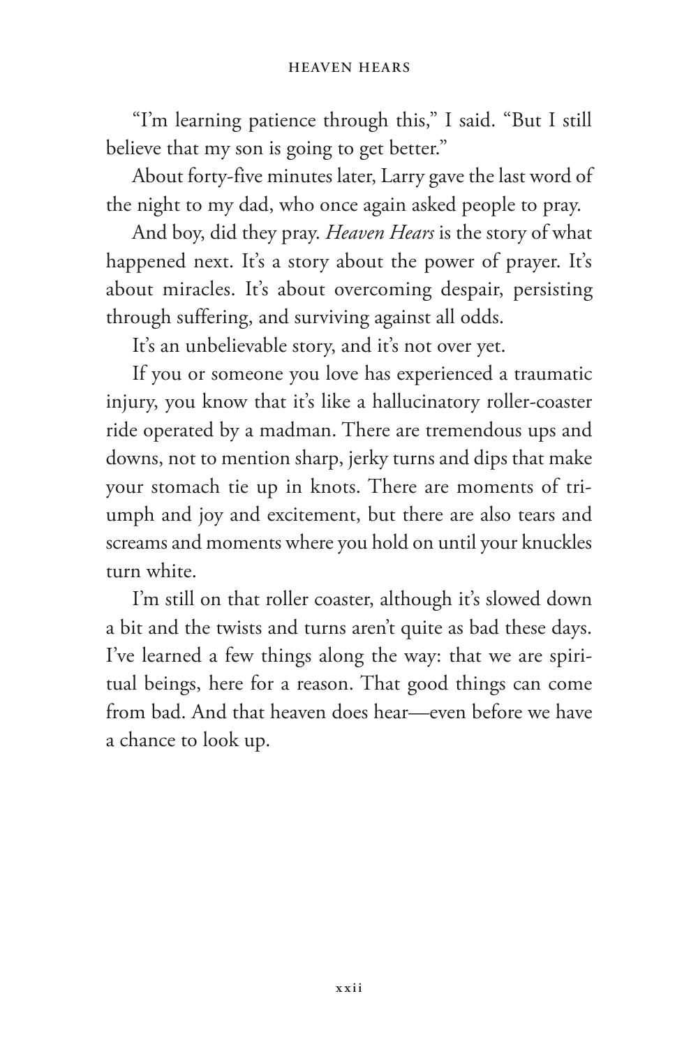"I'm learning patience through this," I said. "But I still believe that my son is going to get better."

About forty-five minutes later, Larry gave the last word of the night to my dad, who once again asked people to pray.

And boy, did they pray. *Heaven Hears* is the story of what happened next. It's a story about the power of prayer. It's about miracles. It's about overcoming despair, persisting through suffering, and surviving against all odds.

It's an unbelievable story, and it's not over yet.

If you or someone you love has experienced a traumatic injury, you know that it's like a hallucinatory roller-coaster ride operated by a madman. There are tremendous ups and downs, not to mention sharp, jerky turns and dips that make your stomach tie up in knots. There are moments of triumph and joy and excitement, but there are also tears and screams and moments where you hold on until your knuckles turn white.

I'm still on that roller coaster, although it's slowed down a bit and the twists and turns aren't quite as bad these days. I've learned a few things along the way: that we are spiritual beings, here for a reason. That good things can come from bad. And that heaven does hear—even before we have a chance to look up.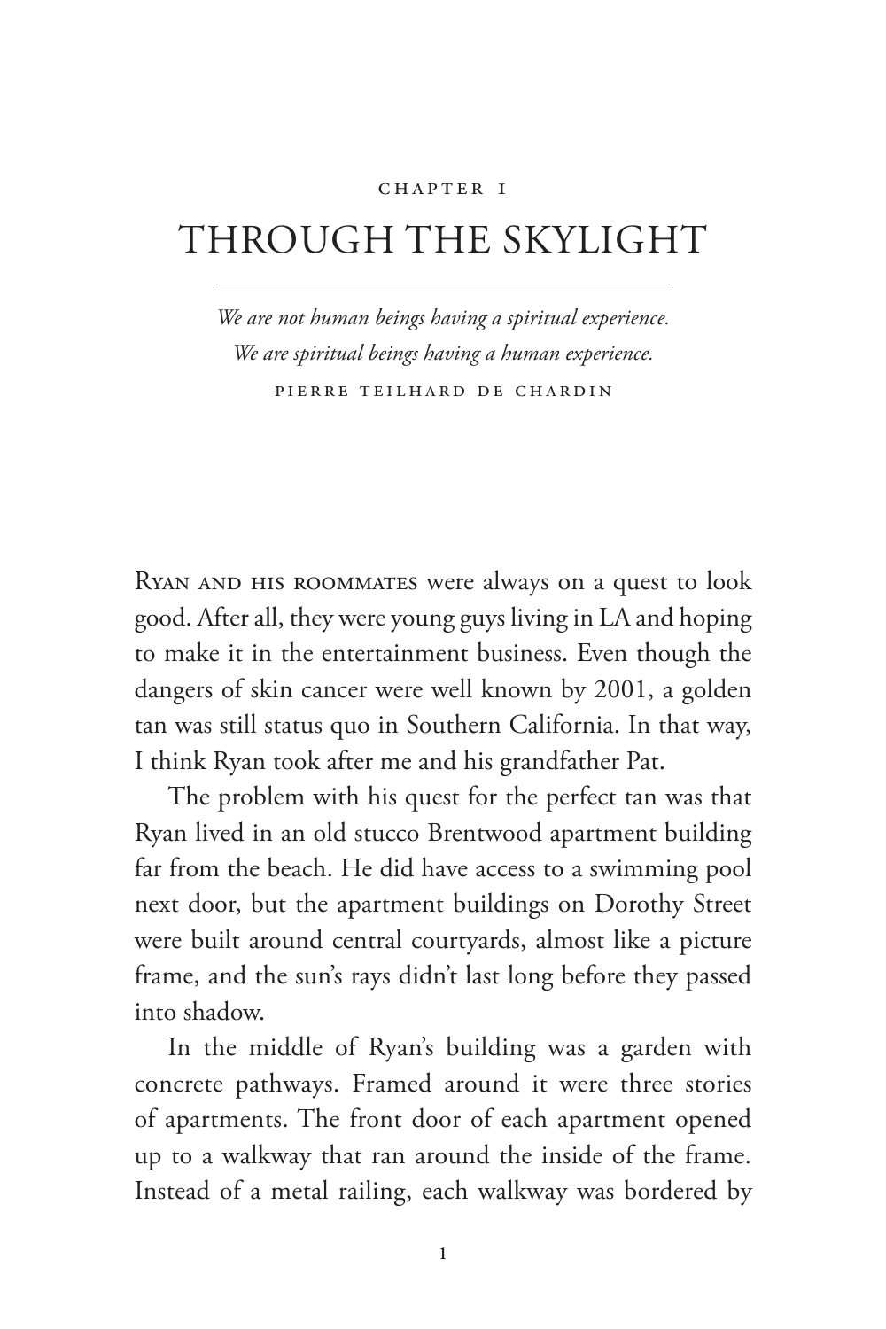CHAPTER 1

# THROUGH THE SKYLIGHT

*We are not human beings having a spiritual experience.*
*We are spiritual beings having a human experience.*

PIERRE TEILHARD DE CHARDIN

Ryan and his roommates were always on a quest to look good. After all, they were young guys living in LA and hoping to make it in the entertainment business. Even though the dangers of skin cancer were well known by 2001, a golden tan was still status quo in Southern California. In that way, I think Ryan took after me and his grandfather Pat.

The problem with his quest for the perfect tan was that Ryan lived in an old stucco Brentwood apartment building far from the beach. He did have access to a swimming pool next door, but the apartment buildings on Dorothy Street were built around central courtyards, almost like a picture frame, and the sun's rays didn't last long before they passed into shadow.

In the middle of Ryan's building was a garden with concrete pathways. Framed around it were three stories of apartments. The front door of each apartment opened up to a walkway that ran around the inside of the frame. Instead of a metal railing, each walkway was bordered by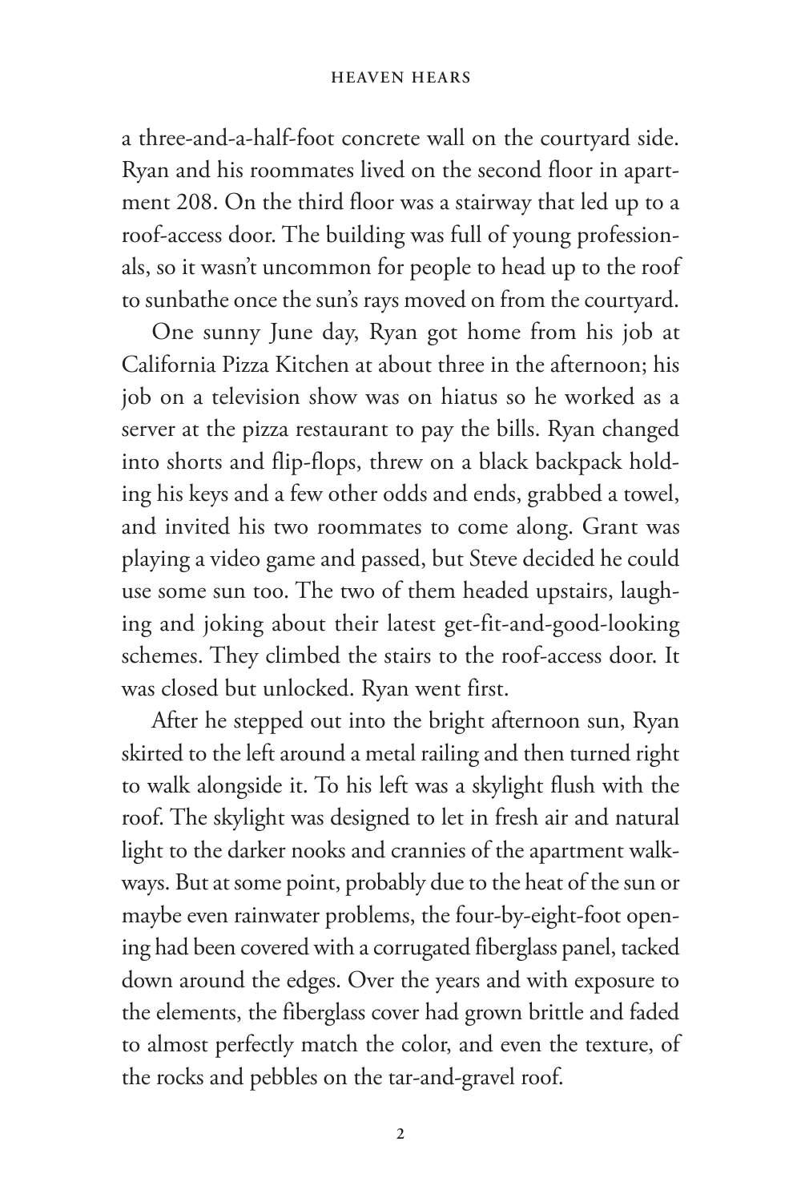a three-and-a-half-foot concrete wall on the courtyard side. Ryan and his roommates lived on the second floor in apartment 208. On the third floor was a stairway that led up to a roof-access door. The building was full of young professionals, so it wasn't uncommon for people to head up to the roof to sunbathe once the sun's rays moved on from the courtyard.

One sunny June day, Ryan got home from his job at California Pizza Kitchen at about three in the afternoon; his job on a television show was on hiatus so he worked as a server at the pizza restaurant to pay the bills. Ryan changed into shorts and flip-flops, threw on a black backpack holding his keys and a few other odds and ends, grabbed a towel, and invited his two roommates to come along. Grant was playing a video game and passed, but Steve decided he could use some sun too. The two of them headed upstairs, laughing and joking about their latest get-fit-and-good-looking schemes. They climbed the stairs to the roof-access door. It was closed but unlocked. Ryan went first.

After he stepped out into the bright afternoon sun, Ryan skirted to the left around a metal railing and then turned right to walk alongside it. To his left was a skylight flush with the roof. The skylight was designed to let in fresh air and natural light to the darker nooks and crannies of the apartment walkways. But at some point, probably due to the heat of the sun or maybe even rainwater problems, the four-by-eight-foot opening had been covered with a corrugated fiberglass panel, tacked down around the edges. Over the years and with exposure to the elements, the fiberglass cover had grown brittle and faded to almost perfectly match the color, and even the texture, of the rocks and pebbles on the tar-and-gravel roof.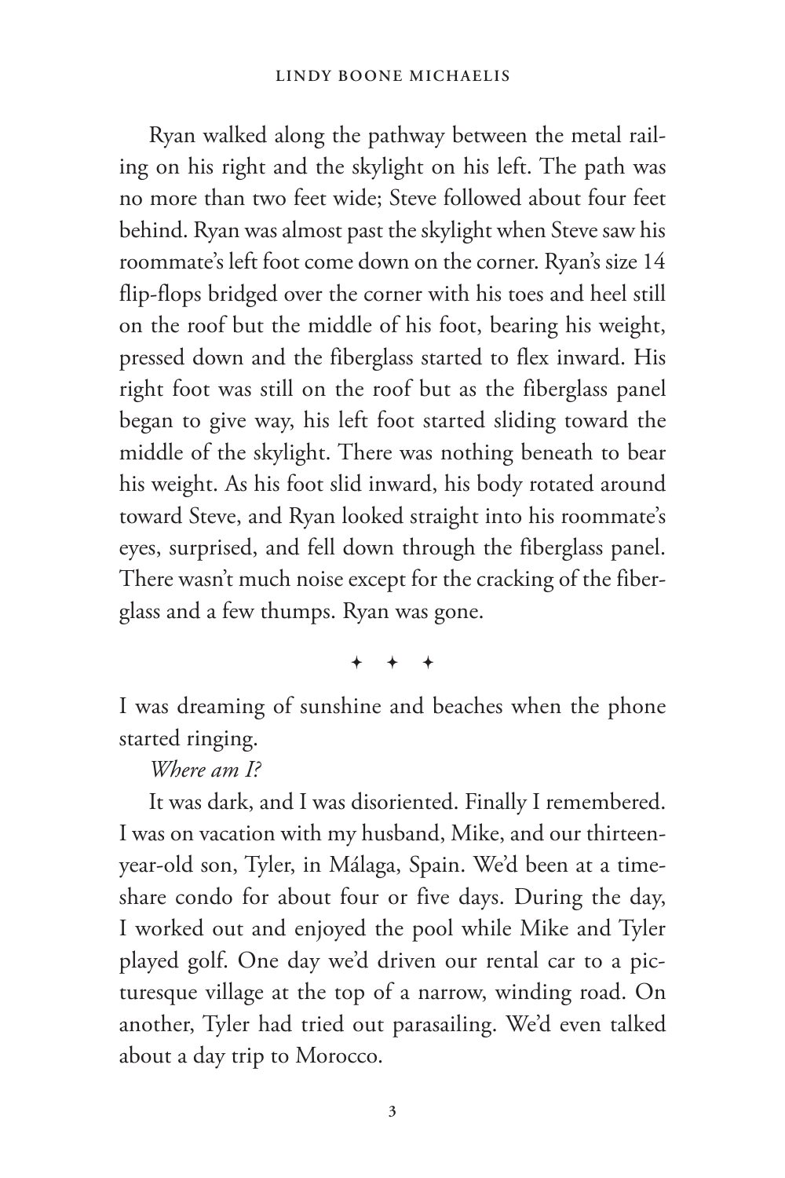Ryan walked along the pathway between the metal railing on his right and the skylight on his left. The path was no more than two feet wide; Steve followed about four feet behind. Ryan was almost past the skylight when Steve saw his roommate's left foot come down on the corner. Ryan's size 14 flip-flops bridged over the corner with his toes and heel still on the roof but the middle of his foot, bearing his weight, pressed down and the fiberglass started to flex inward. His right foot was still on the roof but as the fiberglass panel began to give way, his left foot started sliding toward the middle of the skylight. There was nothing beneath to bear his weight. As his foot slid inward, his body rotated around toward Steve, and Ryan looked straight into his roommate's eyes, surprised, and fell down through the fiberglass panel. There wasn't much noise except for the cracking of the fiberglass and a few thumps. Ryan was gone.

✦ ✦ ✦

I was dreaming of sunshine and beaches when the phone started ringing.

*Where am I?*

It was dark, and I was disoriented. Finally I remembered. I was on vacation with my husband, Mike, and our thirteen-year-old son, Tyler, in Málaga, Spain. We'd been at a time-share condo for about four or five days. During the day, I worked out and enjoyed the pool while Mike and Tyler played golf. One day we'd driven our rental car to a picturesque village at the top of a narrow, winding road. On another, Tyler had tried out parasailing. We'd even talked about a day trip to Morocco.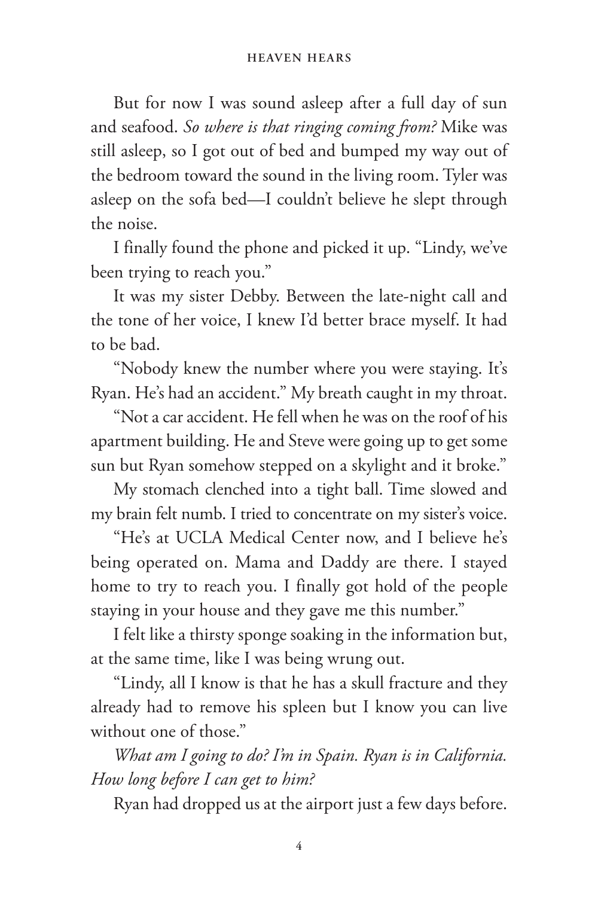But for now I was sound asleep after a full day of sun and seafood. *So where is that ringing coming from?* Mike was still asleep, so I got out of bed and bumped my way out of the bedroom toward the sound in the living room. Tyler was asleep on the sofa bed—I couldn't believe he slept through the noise.

I finally found the phone and picked it up. "Lindy, we've been trying to reach you."

It was my sister Debby. Between the late-night call and the tone of her voice, I knew I'd better brace myself. It had to be bad.

"Nobody knew the number where you were staying. It's Ryan. He's had an accident." My breath caught in my throat.

"Not a car accident. He fell when he was on the roof of his apartment building. He and Steve were going up to get some sun but Ryan somehow stepped on a skylight and it broke."

My stomach clenched into a tight ball. Time slowed and my brain felt numb. I tried to concentrate on my sister's voice.

"He's at UCLA Medical Center now, and I believe he's being operated on. Mama and Daddy are there. I stayed home to try to reach you. I finally got hold of the people staying in your house and they gave me this number."

I felt like a thirsty sponge soaking in the information but, at the same time, like I was being wrung out.

"Lindy, all I know is that he has a skull fracture and they already had to remove his spleen but I know you can live without one of those."

*What am I going to do? I'm in Spain. Ryan is in California. How long before I can get to him?*

Ryan had dropped us at the airport just a few days before.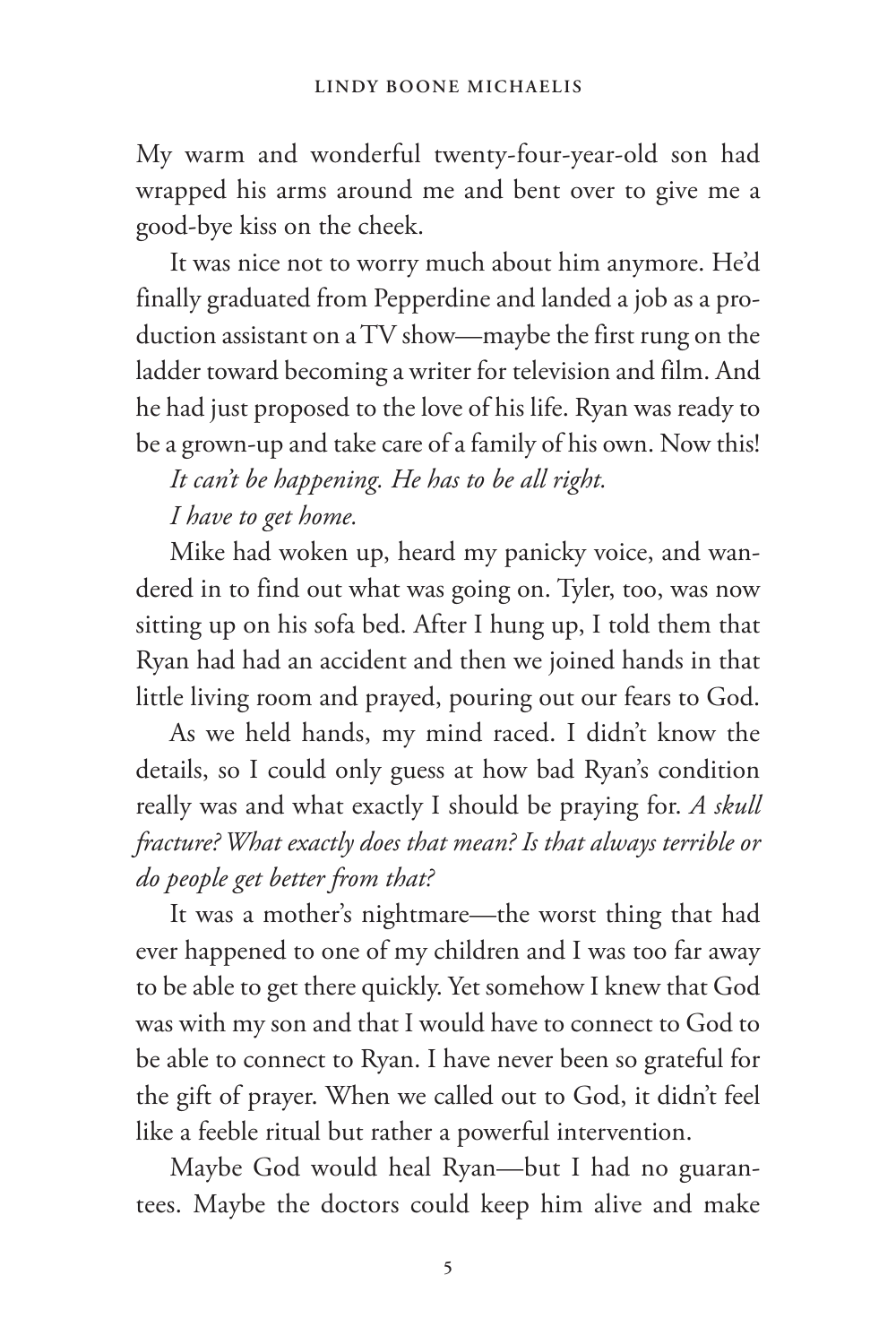My warm and wonderful twenty-four-year-old son had wrapped his arms around me and bent over to give me a good-bye kiss on the cheek.

It was nice not to worry much about him anymore. He'd finally graduated from Pepperdine and landed a job as a production assistant on a TV show—maybe the first rung on the ladder toward becoming a writer for television and film. And he had just proposed to the love of his life. Ryan was ready to be a grown-up and take care of a family of his own. Now this!

*It can't be happening. He has to be all right.*

*I have to get home.*

Mike had woken up, heard my panicky voice, and wandered in to find out what was going on. Tyler, too, was now sitting up on his sofa bed. After I hung up, I told them that Ryan had had an accident and then we joined hands in that little living room and prayed, pouring out our fears to God.

As we held hands, my mind raced. I didn't know the details, so I could only guess at how bad Ryan's condition really was and what exactly I should be praying for. *A skull fracture? What exactly does that mean? Is that always terrible or do people get better from that?*

It was a mother's nightmare—the worst thing that had ever happened to one of my children and I was too far away to be able to get there quickly. Yet somehow I knew that God was with my son and that I would have to connect to God to be able to connect to Ryan. I have never been so grateful for the gift of prayer. When we called out to God, it didn't feel like a feeble ritual but rather a powerful intervention.

Maybe God would heal Ryan—but I had no guarantees. Maybe the doctors could keep him alive and make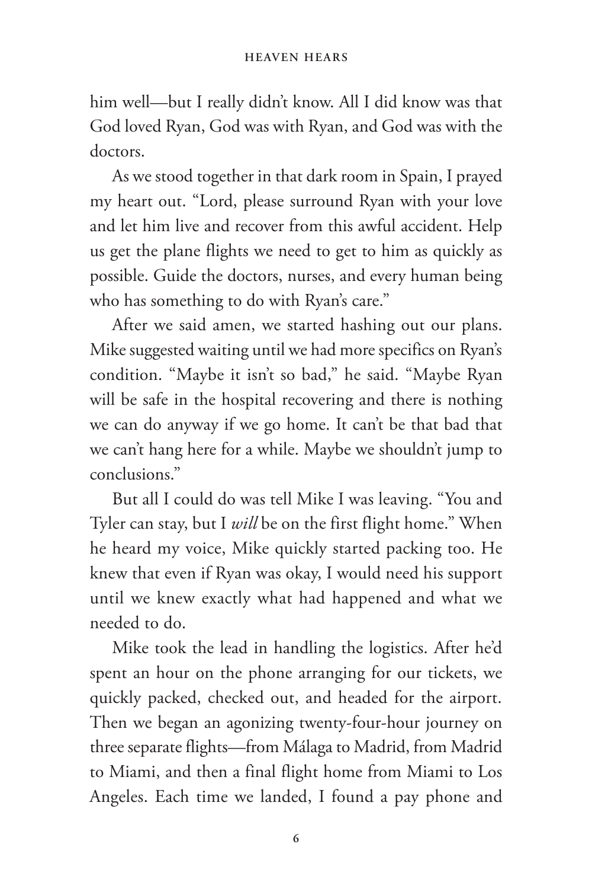him well—but I really didn't know. All I did know was that God loved Ryan, God was with Ryan, and God was with the doctors.

As we stood together in that dark room in Spain, I prayed my heart out. "Lord, please surround Ryan with your love and let him live and recover from this awful accident. Help us get the plane flights we need to get to him as quickly as possible. Guide the doctors, nurses, and every human being who has something to do with Ryan's care."

After we said amen, we started hashing out our plans. Mike suggested waiting until we had more specifics on Ryan's condition. "Maybe it isn't so bad," he said. "Maybe Ryan will be safe in the hospital recovering and there is nothing we can do anyway if we go home. It can't be that bad that we can't hang here for a while. Maybe we shouldn't jump to conclusions."

But all I could do was tell Mike I was leaving. "You and Tyler can stay, but I *will* be on the first flight home." When he heard my voice, Mike quickly started packing too. He knew that even if Ryan was okay, I would need his support until we knew exactly what had happened and what we needed to do.

Mike took the lead in handling the logistics. After he'd spent an hour on the phone arranging for our tickets, we quickly packed, checked out, and headed for the airport. Then we began an agonizing twenty-four-hour journey on three separate flights—from Málaga to Madrid, from Madrid to Miami, and then a final flight home from Miami to Los Angeles. Each time we landed, I found a pay phone and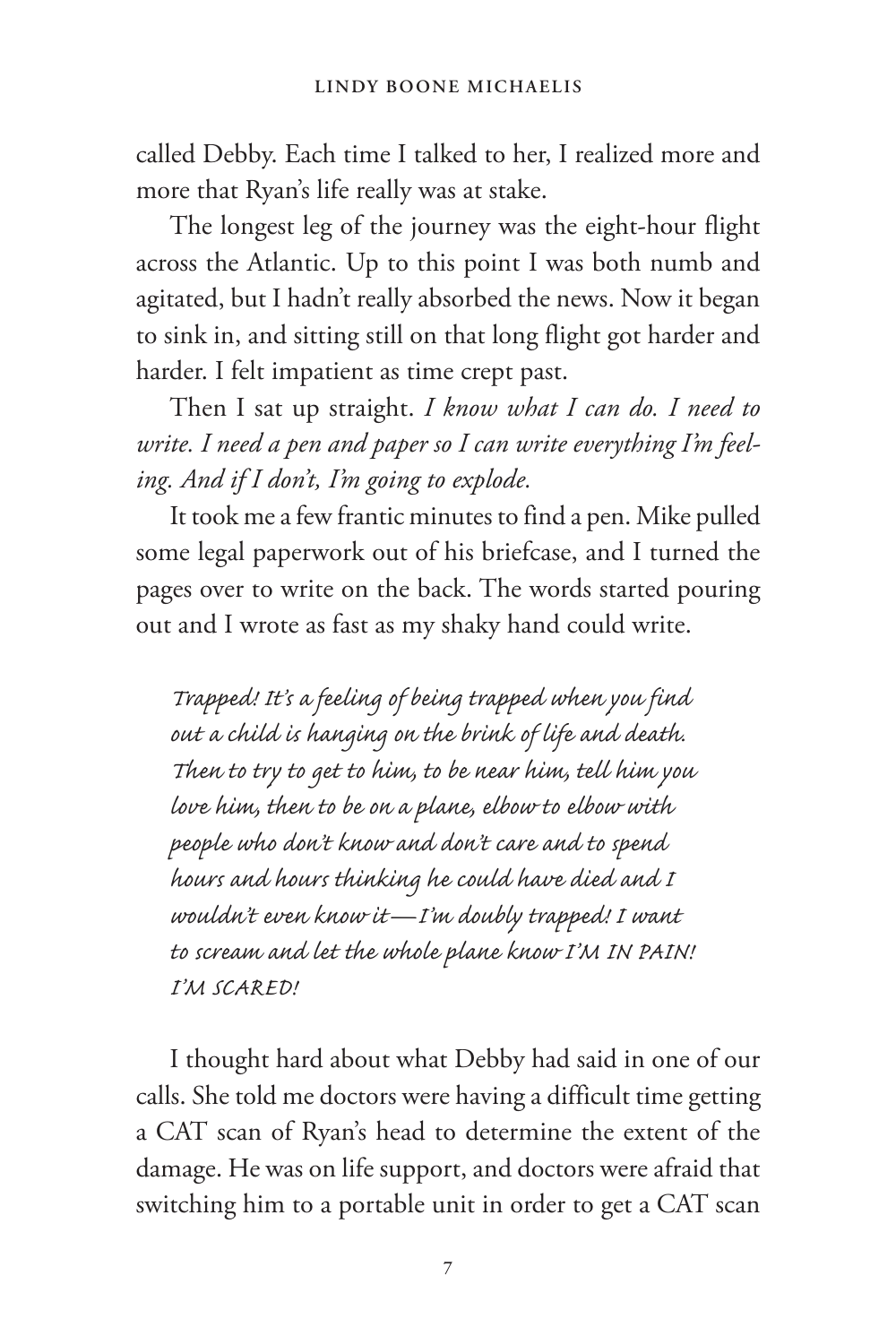called Debby. Each time I talked to her, I realized more and more that Ryan's life really was at stake.

The longest leg of the journey was the eight-hour flight across the Atlantic. Up to this point I was both numb and agitated, but I hadn't really absorbed the news. Now it began to sink in, and sitting still on that long flight got harder and harder. I felt impatient as time crept past.

Then I sat up straight. *I know what I can do. I need to write. I need a pen and paper so I can write everything I'm feeling. And if I don't, I'm going to explode.*

It took me a few frantic minutes to find a pen. Mike pulled some legal paperwork out of his briefcase, and I turned the pages over to write on the back. The words started pouring out and I wrote as fast as my shaky hand could write.

> *Trapped! It's a feeling of being trapped when you find out a child is hanging on the brink of life and death. Then to try to get to him, to be near him, tell him you love him, then to be on a plane, elbow to elbow with people who don't know and don't care and to spend hours and hours thinking he could have died and I wouldn't even know it—I'm doubly trapped! I want to scream and let the whole plane know I'M IN PAIN! I'M SCARED!*

I thought hard about what Debby had said in one of our calls. She told me doctors were having a difficult time getting a CAT scan of Ryan's head to determine the extent of the damage. He was on life support, and doctors were afraid that switching him to a portable unit in order to get a CAT scan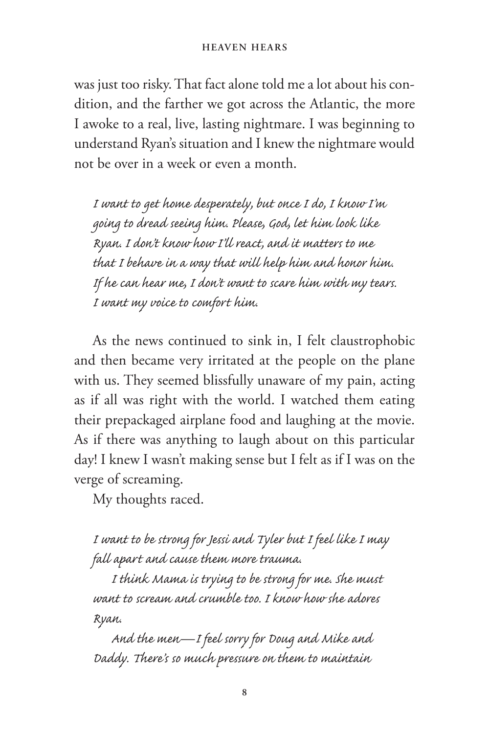was just too risky. That fact alone told me a lot about his condition, and the farther we got across the Atlantic, the more I awoke to a real, live, lasting nightmare. I was beginning to understand Ryan's situation and I knew the nightmare would not be over in a week or even a month.

> *I want to get home desperately, but once I do, I know I'm going to dread seeing him. Please, God, let him look like Ryan. I don't know how I'll react, and it matters to me that I behave in a way that will help him and honor him. If he can hear me, I don't want to scare him with my tears. I want my voice to comfort him.*

As the news continued to sink in, I felt claustrophobic and then became very irritated at the people on the plane with us. They seemed blissfully unaware of my pain, acting as if all was right with the world. I watched them eating their prepackaged airplane food and laughing at the movie. As if there was anything to laugh about on this particular day! I knew I wasn't making sense but I felt as if I was on the verge of screaming.

My thoughts raced.

> *I want to be strong for Jessi and Tyler but I feel like I may fall apart and cause them more trauma.*
>
> *I think Mama is trying to be strong for me. She must want to scream and crumble too. I know how she adores Ryan.*
>
> *And the men—I feel sorry for Doug and Mike and Daddy. There's so much pressure on them to maintain*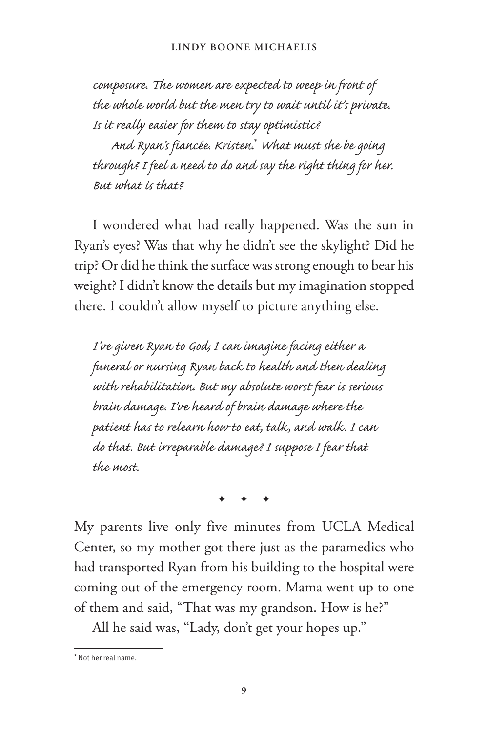*composure. The women are expected to weep in front of the whole world but the men try to wait until it's private. Is it really easier for them to stay optimistic?*

*And Ryan's fiancée. Kristen.\* What must she be going through? I feel a need to do and say the right thing for her. But what is that?*

I wondered what had really happened. Was the sun in Ryan's eyes? Was that why he didn't see the skylight? Did he trip? Or did he think the surface was strong enough to bear his weight? I didn't know the details but my imagination stopped there. I couldn't allow myself to picture anything else.

*I've given Ryan to God; I can imagine facing either a funeral or nursing Ryan back to health and then dealing with rehabilitation. But my absolute worst fear is serious brain damage. I've heard of brain damage where the patient has to relearn how to eat, talk, and walk. I can do that. But irreparable damage? I suppose I fear that the most.*

✦ ✦ ✦

My parents live only five minutes from UCLA Medical Center, so my mother got there just as the paramedics who had transported Ryan from his building to the hospital were coming out of the emergency room. Mama went up to one of them and said, "That was my grandson. How is he?"

All he said was, "Lady, don't get your hopes up."

---

\* Not her real name.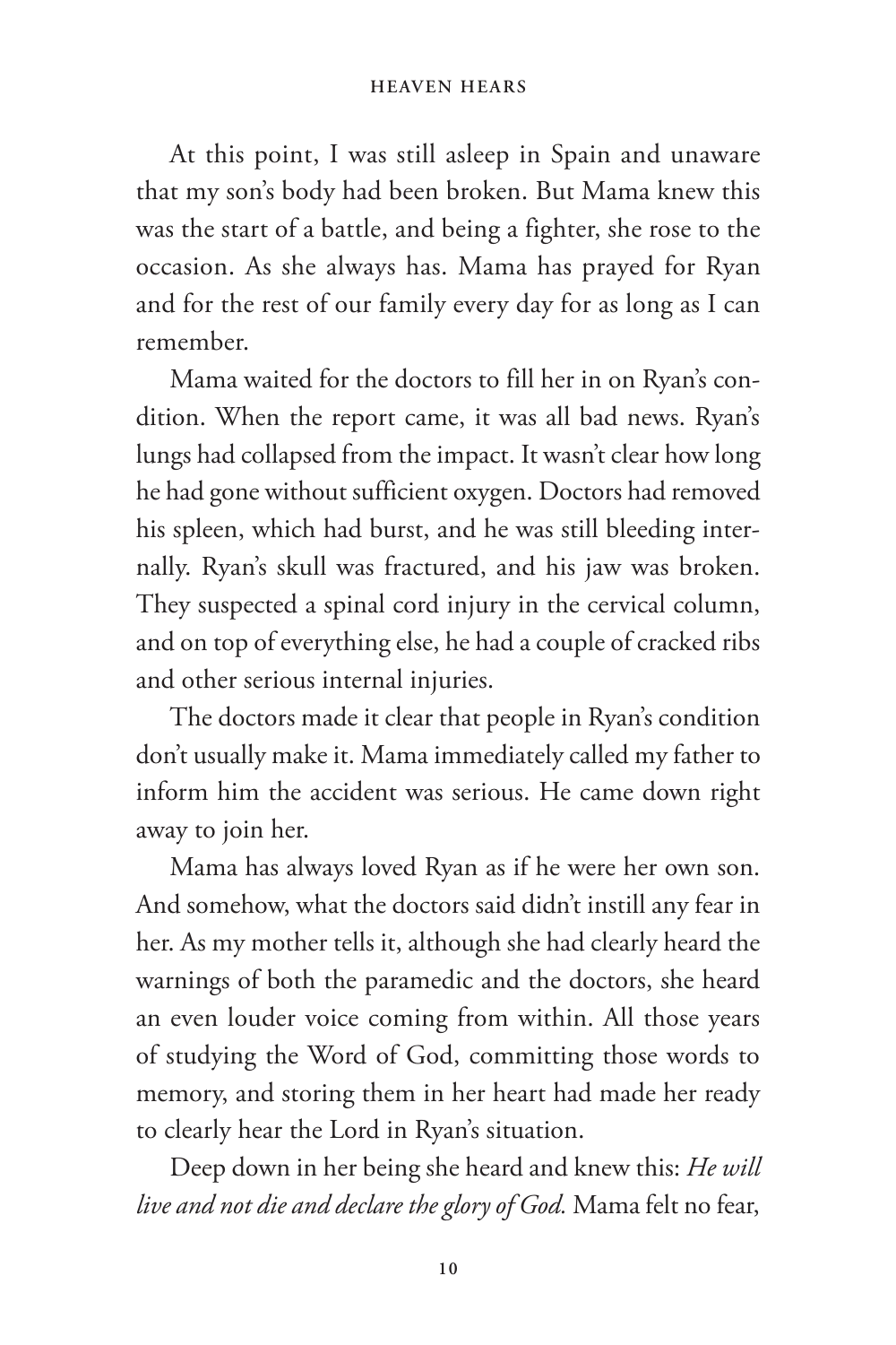At this point, I was still asleep in Spain and unaware that my son's body had been broken. But Mama knew this was the start of a battle, and being a fighter, she rose to the occasion. As she always has. Mama has prayed for Ryan and for the rest of our family every day for as long as I can remember.

Mama waited for the doctors to fill her in on Ryan's condition. When the report came, it was all bad news. Ryan's lungs had collapsed from the impact. It wasn't clear how long he had gone without sufficient oxygen. Doctors had removed his spleen, which had burst, and he was still bleeding internally. Ryan's skull was fractured, and his jaw was broken. They suspected a spinal cord injury in the cervical column, and on top of everything else, he had a couple of cracked ribs and other serious internal injuries.

The doctors made it clear that people in Ryan's condition don't usually make it. Mama immediately called my father to inform him the accident was serious. He came down right away to join her.

Mama has always loved Ryan as if he were her own son. And somehow, what the doctors said didn't instill any fear in her. As my mother tells it, although she had clearly heard the warnings of both the paramedic and the doctors, she heard an even louder voice coming from within. All those years of studying the Word of God, committing those words to memory, and storing them in her heart had made her ready to clearly hear the Lord in Ryan's situation.

Deep down in her being she heard and knew this: *He will live and not die and declare the glory of God.* Mama felt no fear,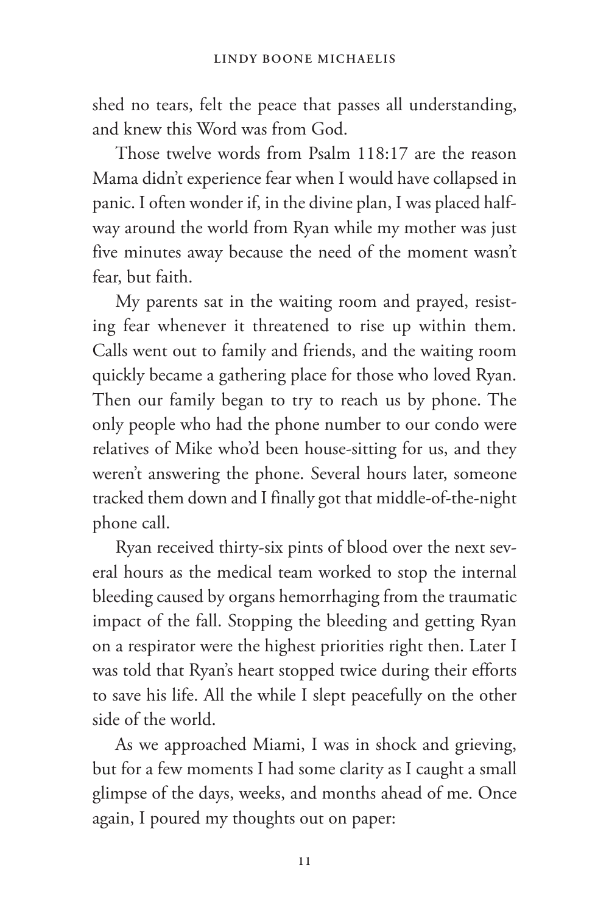shed no tears, felt the peace that passes all understanding, and knew this Word was from God.

Those twelve words from Psalm 118:17 are the reason Mama didn't experience fear when I would have collapsed in panic. I often wonder if, in the divine plan, I was placed halfway around the world from Ryan while my mother was just five minutes away because the need of the moment wasn't fear, but faith.

My parents sat in the waiting room and prayed, resisting fear whenever it threatened to rise up within them. Calls went out to family and friends, and the waiting room quickly became a gathering place for those who loved Ryan. Then our family began to try to reach us by phone. The only people who had the phone number to our condo were relatives of Mike who'd been house-sitting for us, and they weren't answering the phone. Several hours later, someone tracked them down and I finally got that middle-of-the-night phone call.

Ryan received thirty-six pints of blood over the next several hours as the medical team worked to stop the internal bleeding caused by organs hemorrhaging from the traumatic impact of the fall. Stopping the bleeding and getting Ryan on a respirator were the highest priorities right then. Later I was told that Ryan's heart stopped twice during their efforts to save his life. All the while I slept peacefully on the other side of the world.

As we approached Miami, I was in shock and grieving, but for a few moments I had some clarity as I caught a small glimpse of the days, weeks, and months ahead of me. Once again, I poured my thoughts out on paper: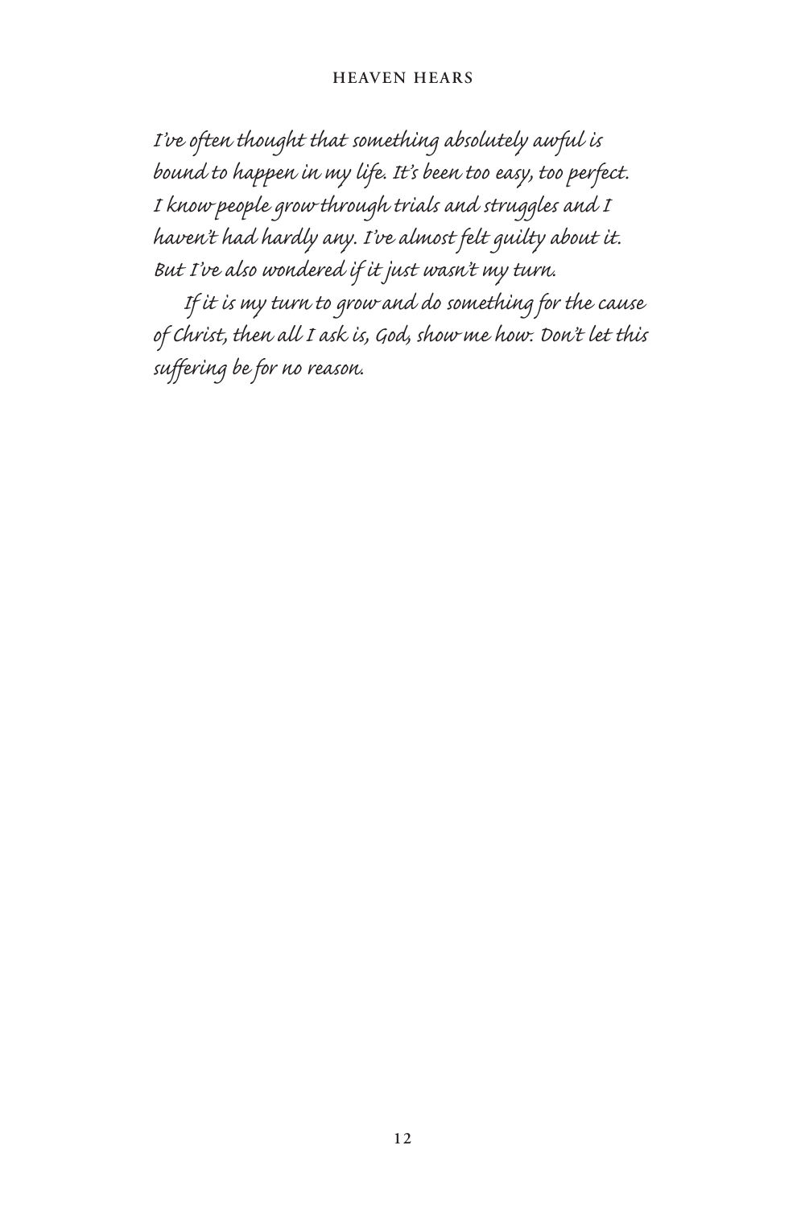*I've often thought that something absolutely awful is bound to happen in my life. It's been too easy, too perfect. I know people grow through trials and struggles and I haven't had hardly any. I've almost felt guilty about it. But I've also wondered if it just wasn't my turn.*

*If it is my turn to grow and do something for the cause of Christ, then all I ask is, God, show me how. Don't let this suffering be for no reason.*